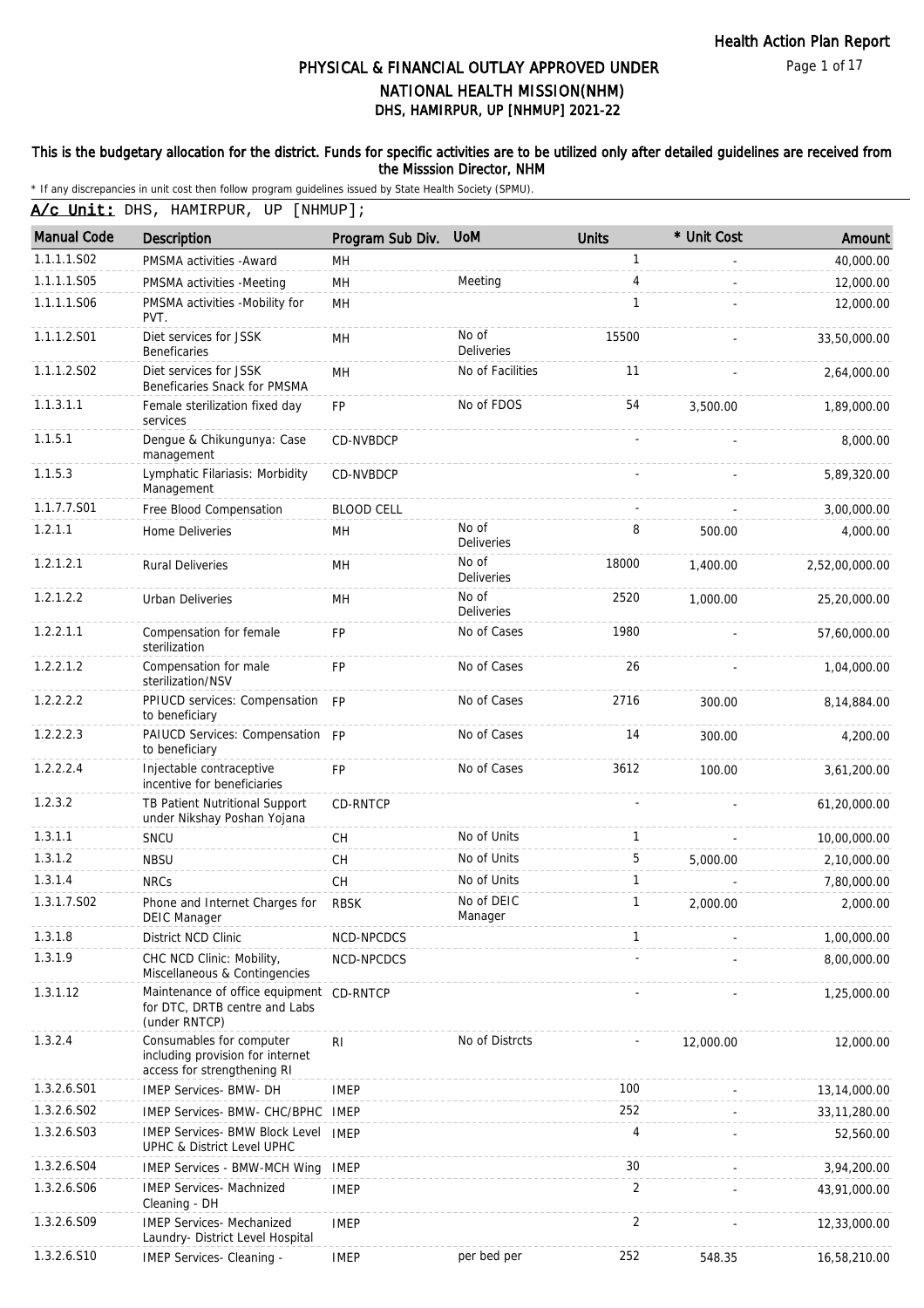# PHYSICAL & FINANCIAL OUTLAY APPROVED UNDER NATIONAL HEALTH MISSION(NHM)

## DHS, HAMIRPUR, UP [NHMUP] 2021-22

**This is the budgetary allocation for the district. Funds for specific activities are to be utilized only after detailed guidelines are received from the Misssion Director, NHM**

* If any discrepancies in unit cost then follow program guidelines issued by State Health Society (SPMU).

**A/c Unit:** DHS, HAMIRPUR, UP [NHMUP];

| Manual Code | Description | Program Sub Div. | UoM | Units | * Unit Cost | Amount |
|---|---|---|---|---|---|---|
| 1.1.1.1.S02 | PMSMA activities -Award | MH | | 1 | - | 40,000.00 |
| 1.1.1.1.S05 | PMSMA activities -Meeting | MH | Meeting | 4 | - | 12,000.00 |
| 1.1.1.1.S06 | PMSMA activities -Mobility for PVT. | MH | | 1 | - | 12,000.00 |
| 1.1.1.2.S01 | Diet services for JSSK Beneficaries | MH | No of Deliveries | 15500 | - | 33,50,000.00 |
| 1.1.1.2.S02 | Diet services for JSSK Beneficaries Snack for PMSMA | MH | No of Facilities | 11 | - | 2,64,000.00 |
| 1.1.3.1.1 | Female sterilization fixed day services | FP | No of FDOS | 54 | 3,500.00 | 1,89,000.00 |
| 1.1.5.1 | Dengue & Chikungunya: Case management | CD-NVBDCP | | - | - | 8,000.00 |
| 1.1.5.3 | Lymphatic Filariasis: Morbidity Management | CD-NVBDCP | | - | - | 5,89,320.00 |
| 1.1.7.7.S01 | Free Blood Compensation | BLOOD CELL | | - | - | 3,00,000.00 |
| 1.2.1.1 | Home Deliveries | MH | No of Deliveries | 8 | 500.00 | 4,000.00 |
| 1.2.1.2.1 | Rural Deliveries | MH | No of Deliveries | 18000 | 1,400.00 | 2,52,00,000.00 |
| 1.2.1.2.2 | Urban Deliveries | MH | No of Deliveries | 2520 | 1,000.00 | 25,20,000.00 |
| 1.2.2.1.1 | Compensation for female sterilization | FP | No of Cases | 1980 | - | 57,60,000.00 |
| 1.2.2.1.2 | Compensation for male sterilization/NSV | FP | No of Cases | 26 | - | 1,04,000.00 |
| 1.2.2.2.2 | PPIUCD services: Compensation to beneficiary | FP | No of Cases | 2716 | 300.00 | 8,14,884.00 |
| 1.2.2.2.3 | PAIUCD Services: Compensation to beneficiary | FP | No of Cases | 14 | 300.00 | 4,200.00 |
| 1.2.2.2.4 | Injectable contraceptive incentive for beneficiaries | FP | No of Cases | 3612 | 100.00 | 3,61,200.00 |
| 1.2.3.2 | TB Patient Nutritional Support under Nikshay Poshan Yojana | CD-RNTCP | | - | - | 61,20,000.00 |
| 1.3.1.1 | SNCU | CH | No of Units | 1 | - | 10,00,000.00 |
| 1.3.1.2 | NBSU | CH | No of Units | 5 | 5,000.00 | 2,10,000.00 |
| 1.3.1.4 | NRCs | CH | No of Units | 1 | - | 7,80,000.00 |
| 1.3.1.7.S02 | Phone and Internet Charges for DEIC Manager | RBSK | No of DEIC Manager | 1 | 2,000.00 | 2,000.00 |
| 1.3.1.8 | District NCD Clinic | NCD-NPCDCS | | 1 | - | 1,00,000.00 |
| 1.3.1.9 | CHC NCD Clinic: Mobility, Miscellaneous & Contingencies | NCD-NPCDCS | | - | - | 8,00,000.00 |
| 1.3.1.12 | Maintenance of office equipment for DTC, DRTB centre and Labs (under RNTCP) | CD-RNTCP | | - | - | 1,25,000.00 |
| 1.3.2.4 | Consumables for computer including provision for internet access for strengthening RI | RI | No of Distrcts | - | 12,000.00 | 12,000.00 |
| 1.3.2.6.S01 | IMEP Services- BMW- DH | IMEP | | 100 | - | 13,14,000.00 |
| 1.3.2.6.S02 | IMEP Services- BMW- CHC/BPHC | IMEP | | 252 | - | 33,11,280.00 |
| 1.3.2.6.S03 | IMEP Services- BMW Block Level UPHC & District Level UPHC | IMEP | | 4 | - | 52,560.00 |
| 1.3.2.6.S04 | IMEP Services - BMW-MCH Wing | IMEP | | 30 | - | 3,94,200.00 |
| 1.3.2.6.S06 | IMEP Services- Machnized Cleaning - DH | IMEP | | 2 | - | 43,91,000.00 |
| 1.3.2.6.S09 | IMEP Services- Mechanized Laundry- District Level Hospital | IMEP | | 2 | - | 12,33,000.00 |
| 1.3.2.6.S10 | IMEP Services- Cleaning - | IMEP | per bed per | 252 | 548.35 | 16,58,210.00 |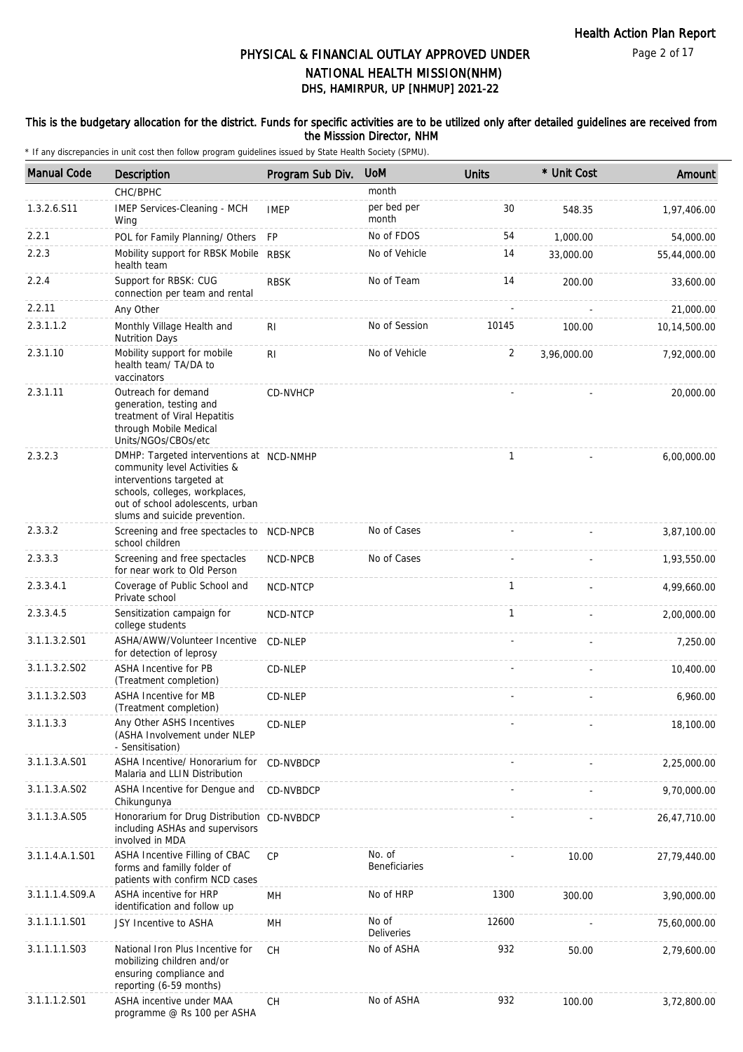## PHYSICAL & FINANCIAL OUTLAY APPROVED UNDER NATIONAL HEALTH MISSION(NHM)
## DHS, HAMIRPUR, UP [NHMUP] 2021-22

### This is the budgetary allocation for the district. Funds for specific activities are to be utilized only after detailed guidelines are received from the Misssion Director, NHM

\* If any discrepancies in unit cost then follow program guidelines issued by State Health Society (SPMU).

| Manual Code | Description | Program Sub Div. | UoM | Units | * Unit Cost | Amount |
|---|---|---|---|---|---|---|
| | CHC/BPHC | | month | | | |
| 1.3.2.6.S11 | IMEP Services-Cleaning - MCH Wing | IMEP | per bed per month | 30 | 548.35 | 1,97,406.00 |
| 2.2.1 | POL for Family Planning/ Others | FP | No of FDOS | 54 | 1,000.00 | 54,000.00 |
| 2.2.3 | Mobility support for RBSK Mobile health team | RBSK | No of Vehicle | 14 | 33,000.00 | 55,44,000.00 |
| 2.2.4 | Support for RBSK: CUG connection per team and rental | RBSK | No of Team | 14 | 200.00 | 33,600.00 |
| 2.2.11 | Any Other | | | - | - | 21,000.00 |
| 2.3.1.1.2 | Monthly Village Health and Nutrition Days | RI | No of Session | 10145 | 100.00 | 10,14,500.00 |
| 2.3.1.10 | Mobility support for mobile health team/ TA/DA to vaccinators | RI | No of Vehicle | 2 | 3,96,000.00 | 7,92,000.00 |
| 2.3.1.11 | Outreach for demand generation, testing and treatment of Viral Hepatitis through Mobile Medical Units/NGOs/CBOs/etc | CD-NVHCP | | - | - | 20,000.00 |
| 2.3.2.3 | DMHP: Targeted interventions at community level Activities & interventions targeted at schools, colleges, workplaces, out of school adolescents, urban slums and suicide prevention. | NCD-NMHP | | 1 | - | 6,00,000.00 |
| 2.3.3.2 | Screening and free spectacles to school children | NCD-NPCB | No of Cases | - | - | 3,87,100.00 |
| 2.3.3.3 | Screening and free spectacles for near work to Old Person | NCD-NPCB | No of Cases | - | - | 1,93,550.00 |
| 2.3.3.4.1 | Coverage of Public School and Private school | NCD-NTCP | | 1 | - | 4,99,660.00 |
| 2.3.3.4.5 | Sensitization campaign for college students | NCD-NTCP | | 1 | - | 2,00,000.00 |
| 3.1.1.3.2.S01 | ASHA/AWW/Volunteer Incentive for detection of leprosy | CD-NLEP | | - | - | 7,250.00 |
| 3.1.1.3.2.S02 | ASHA Incentive for PB (Treatment completion) | CD-NLEP | | - | - | 10,400.00 |
| 3.1.1.3.2.S03 | ASHA Incentive for MB (Treatment completion) | CD-NLEP | | - | - | 6,960.00 |
| 3.1.1.3.3 | Any Other ASHS Incentives (ASHA Involvement under NLEP - Sensitisation) | CD-NLEP | | - | - | 18,100.00 |
| 3.1.1.3.A.S01 | ASHA Incentive/ Honorarium for Malaria and LLIN Distribution | CD-NVBDCP | | - | - | 2,25,000.00 |
| 3.1.1.3.A.S02 | ASHA Incentive for Dengue and Chikungunya | CD-NVBDCP | | - | - | 9,70,000.00 |
| 3.1.1.3.A.S05 | Honorarium for Drug Distribution including ASHAs and supervisors involved in MDA | CD-NVBDCP | | - | - | 26,47,710.00 |
| 3.1.1.4.A.1.S01 | ASHA Incentive Filling of CBAC forms and familly folder of patients with confirm NCD cases | CP | No. of Beneficiaries | - | 10.00 | 27,79,440.00 |
| 3.1.1.1.4.S09.A | ASHA incentive for HRP identification and follow up | MH | No of HRP | 1300 | 300.00 | 3,90,000.00 |
| 3.1.1.1.1.S01 | JSY Incentive to ASHA | MH | No of Deliveries | 12600 | - | 75,60,000.00 |
| 3.1.1.1.1.S03 | National Iron Plus Incentive for mobilizing children and/or ensuring compliance and reporting (6-59 months) | CH | No of ASHA | 932 | 50.00 | 2,79,600.00 |
| 3.1.1.1.2.S01 | ASHA incentive under MAA programme @ Rs 100 per ASHA | CH | No of ASHA | 932 | 100.00 | 3,72,800.00 |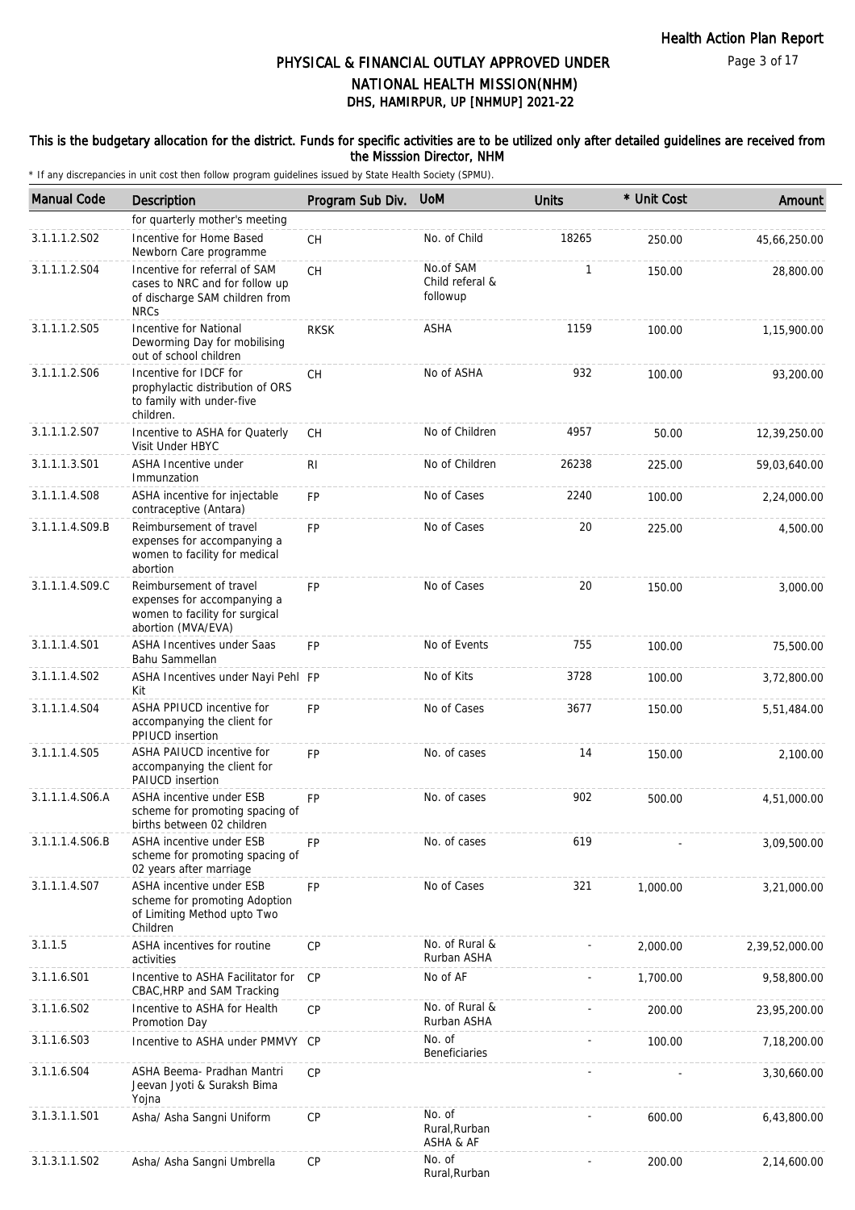# PHYSICAL & FINANCIAL OUTLAY APPROVED UNDER NATIONAL HEALTH MISSION(NHM)

## DHS, HAMIRPUR, UP [NHMUP] 2021-22

This is the budgetary allocation for the district. Funds for specific activities are to be utilized only after detailed guidelines are received from the Misssion Director, NHM

\* If any discrepancies in unit cost then follow program guidelines issued by State Health Society (SPMU).

| Manual Code | Description | Program Sub Div. | UoM | Units | * Unit Cost | Amount |
|---|---|---|---|---|---|---|
| | for quarterly mother's meeting | | | | | |
| 3.1.1.1.2.S02 | Incentive for Home Based Newborn Care programme | CH | No. of Child | 18265 | 250.00 | 45,66,250.00 |
| 3.1.1.1.2.S04 | Incentive for referral of SAM cases to NRC and for follow up of discharge SAM children from NRCs | CH | No.of SAM Child referal & followup | 1 | 150.00 | 28,800.00 |
| 3.1.1.1.2.S05 | Incentive for National Deworming Day for mobilising out of school children | RKSK | ASHA | 1159 | 100.00 | 1,15,900.00 |
| 3.1.1.1.2.S06 | Incentive for IDCF for prophylactic distribution of ORS to family with under-five children. | CH | No of ASHA | 932 | 100.00 | 93,200.00 |
| 3.1.1.1.2.S07 | Incentive to ASHA for Quaterly Visit Under HBYC | CH | No of Children | 4957 | 50.00 | 12,39,250.00 |
| 3.1.1.1.3.S01 | ASHA Incentive under Immunzation | RI | No of Children | 26238 | 225.00 | 59,03,640.00 |
| 3.1.1.1.4.S08 | ASHA incentive for injectable contraceptive (Antara) | FP | No of Cases | 2240 | 100.00 | 2,24,000.00 |
| 3.1.1.1.4.S09.B | Reimbursement of travel expenses for accompanying a women to facility for medical abortion | FP | No of Cases | 20 | 225.00 | 4,500.00 |
| 3.1.1.1.4.S09.C | Reimbursement of travel expenses for accompanying a women to facility for surgical abortion (MVA/EVA) | FP | No of Cases | 20 | 150.00 | 3,000.00 |
| 3.1.1.1.4.S01 | ASHA Incentives under Saas Bahu Sammellan | FP | No of Events | 755 | 100.00 | 75,500.00 |
| 3.1.1.1.4.S02 | ASHA Incentives under Nayi Pehl Kit | FP | No of Kits | 3728 | 100.00 | 3,72,800.00 |
| 3.1.1.1.4.S04 | ASHA PPIUCD incentive for accompanying the client for PPIUCD insertion | FP | No of Cases | 3677 | 150.00 | 5,51,484.00 |
| 3.1.1.1.4.S05 | ASHA PAIUCD incentive for accompanying the client for PAIUCD insertion | FP | No. of cases | 14 | 150.00 | 2,100.00 |
| 3.1.1.1.4.S06.A | ASHA incentive under ESB scheme for promoting spacing of births between 02 children | FP | No. of cases | 902 | 500.00 | 4,51,000.00 |
| 3.1.1.1.4.S06.B | ASHA incentive under ESB scheme for promoting spacing of 02 years after marriage | FP | No. of cases | 619 | - | 3,09,500.00 |
| 3.1.1.1.4.S07 | ASHA incentive under ESB scheme for promoting Adoption of Limiting Method upto Two Children | FP | No of Cases | 321 | 1,000.00 | 3,21,000.00 |
| 3.1.1.5 | ASHA incentives for routine activities | CP | No. of Rural & Rurban ASHA | - | 2,000.00 | 2,39,52,000.00 |
| 3.1.1.6.S01 | Incentive to ASHA Facilitator for CBAC,HRP and SAM Tracking | CP | No of AF | - | 1,700.00 | 9,58,800.00 |
| 3.1.1.6.S02 | Incentive to ASHA for Health Promotion Day | CP | No. of Rural & Rurban ASHA | - | 200.00 | 23,95,200.00 |
| 3.1.1.6.S03 | Incentive to ASHA under PMMVY | CP | No. of Beneficiaries | - | 100.00 | 7,18,200.00 |
| 3.1.1.6.S04 | ASHA Beema- Pradhan Mantri Jeevan Jyoti & Suraksh Bima Yojna | CP | | - | - | 3,30,660.00 |
| 3.1.3.1.1.S01 | Asha/ Asha Sangni Uniform | CP | No. of Rural,Rurban ASHA & AF | - | 600.00 | 6,43,800.00 |
| 3.1.3.1.1.S02 | Asha/ Asha Sangni Umbrella | CP | No. of Rural,Rurban | - | 200.00 | 2,14,600.00 |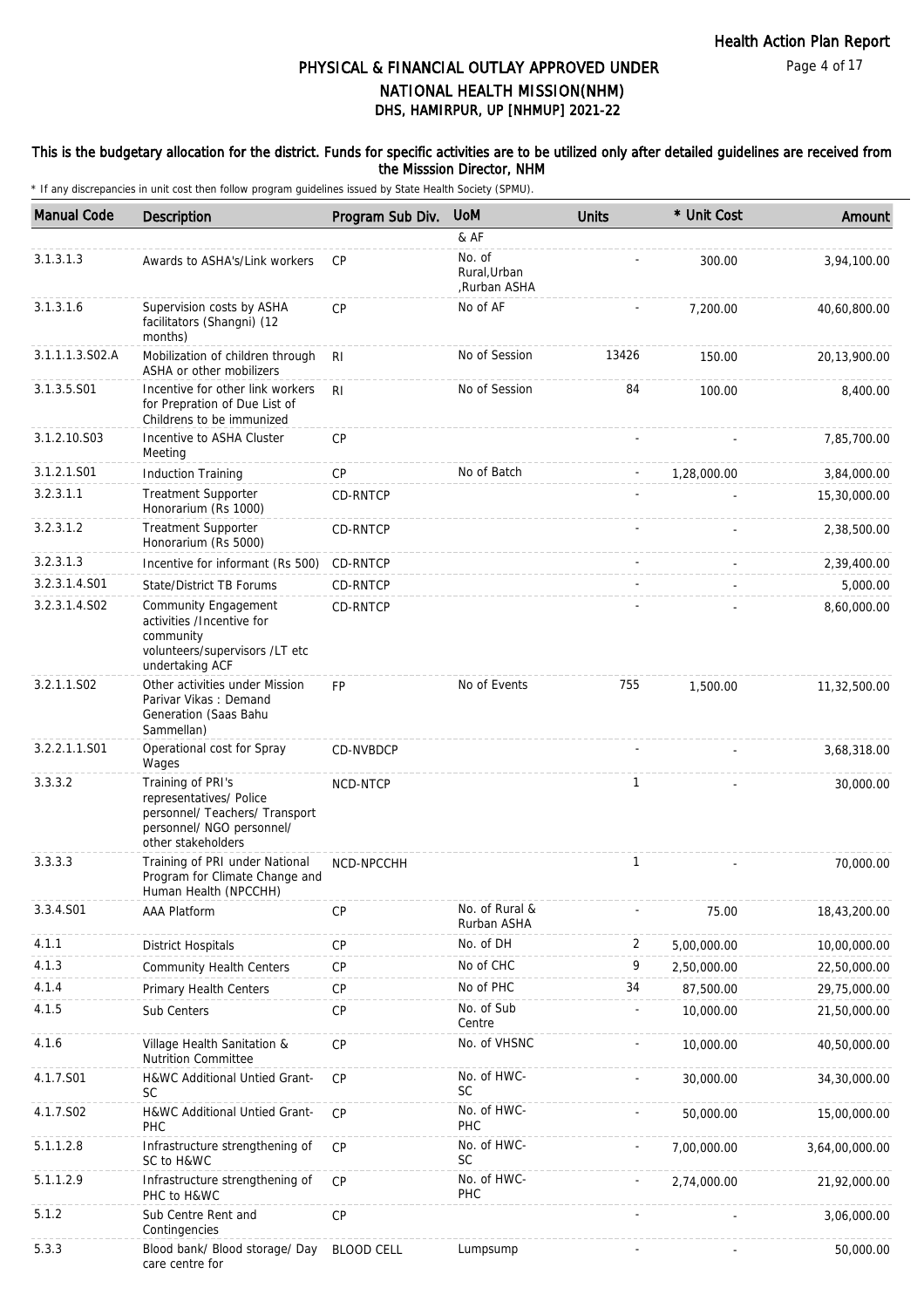## PHYSICAL & FINANCIAL OUTLAY APPROVED UNDER NATIONAL HEALTH MISSION(NHM)
## DHS, HAMIRPUR, UP [NHMUP] 2021-22

**This is the budgetary allocation for the district. Funds for specific activities are to be utilized only after detailed guidelines are received from the Misssion Director, NHM**

\* If any discrepancies in unit cost then follow program guidelines issued by State Health Society (SPMU).

| Manual Code | Description | Program Sub Div. | UoM | Units | * Unit Cost | Amount |
|---|---|---|---|---|---|---|
| | | | & AF | | | |
| 3.1.3.1.3 | Awards to ASHA's/Link workers | CP | No. of Rural,Urban ,Rurban ASHA | - | 300.00 | 3,94,100.00 |
| 3.1.3.1.6 | Supervision costs by ASHA facilitators (Shangni) (12 months) | CP | No of AF | - | 7,200.00 | 40,60,800.00 |
| 3.1.1.1.3.S02.A | Mobilization of children through ASHA or other mobilizers | RI | No of Session | 13426 | 150.00 | 20,13,900.00 |
| 3.1.3.5.S01 | Incentive for other link workers for Prepration of Due List of Childrens to be immunized | RI | No of Session | 84 | 100.00 | 8,400.00 |
| 3.1.2.10.S03 | Incentive to ASHA Cluster Meeting | CP | | - | - | 7,85,700.00 |
| 3.1.2.1.S01 | Induction Training | CP | No of Batch | - | 1,28,000.00 | 3,84,000.00 |
| 3.2.3.1.1 | Treatment Supporter Honorarium (Rs 1000) | CD-RNTCP | | - | - | 15,30,000.00 |
| 3.2.3.1.2 | Treatment Supporter Honorarium (Rs 5000) | CD-RNTCP | | - | - | 2,38,500.00 |
| 3.2.3.1.3 | Incentive for informant (Rs 500) | CD-RNTCP | | - | - | 2,39,400.00 |
| 3.2.3.1.4.S01 | State/District TB Forums | CD-RNTCP | | - | - | 5,000.00 |
| 3.2.3.1.4.S02 | Community Engagement activities /Incentive for community volunteers/supervisors /LT etc undertaking ACF | CD-RNTCP | | - | - | 8,60,000.00 |
| 3.2.1.1.S02 | Other activities under Mission Parivar Vikas : Demand Generation (Saas Bahu Sammellan) | FP | No of Events | 755 | 1,500.00 | 11,32,500.00 |
| 3.2.2.1.1.S01 | Operational cost for Spray Wages | CD-NVBDCP | | - | - | 3,68,318.00 |
| 3.3.3.2 | Training of PRI's representatives/ Police personnel/ Teachers/ Transport personnel/ NGO personnel/ other stakeholders | NCD-NTCP | | 1 | - | 30,000.00 |
| 3.3.3.3 | Training of PRI under National Program for Climate Change and Human Health (NPCCHH) | NCD-NPCCHH | | 1 | - | 70,000.00 |
| 3.3.4.S01 | AAA Platform | CP | No. of Rural & Rurban ASHA | - | 75.00 | 18,43,200.00 |
| 4.1.1 | District Hospitals | CP | No. of DH | 2 | 5,00,000.00 | 10,00,000.00 |
| 4.1.3 | Community Health Centers | CP | No of CHC | 9 | 2,50,000.00 | 22,50,000.00 |
| 4.1.4 | Primary Health Centers | CP | No of PHC | 34 | 87,500.00 | 29,75,000.00 |
| 4.1.5 | Sub Centers | CP | No. of Sub Centre | - | 10,000.00 | 21,50,000.00 |
| 4.1.6 | Village Health Sanitation & Nutrition Committee | CP | No. of VHSNC | - | 10,000.00 | 40,50,000.00 |
| 4.1.7.S01 | H&WC Additional Untied Grant-SC | CP | No. of HWC-SC | - | 30,000.00 | 34,30,000.00 |
| 4.1.7.S02 | H&WC Additional Untied Grant-PHC | CP | No. of HWC-PHC | - | 50,000.00 | 15,00,000.00 |
| 5.1.1.2.8 | Infrastructure strengthening of SC to H&WC | CP | No. of HWC-SC | - | 7,00,000.00 | 3,64,00,000.00 |
| 5.1.1.2.9 | Infrastructure strengthening of PHC to H&WC | CP | No. of HWC-PHC | - | 2,74,000.00 | 21,92,000.00 |
| 5.1.2 | Sub Centre Rent and Contingencies | CP | | - | - | 3,06,000.00 |
| 5.3.3 | Blood bank/ Blood storage/ Day care centre for | BLOOD CELL | Lumpsump | - | - | 50,000.00 |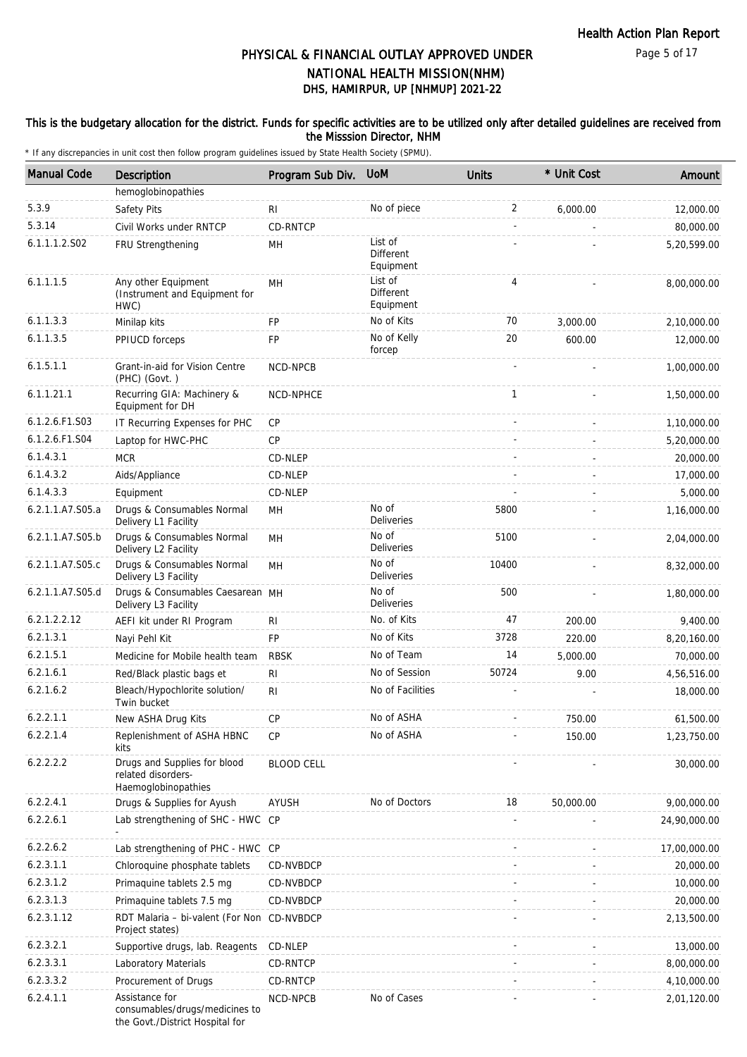# PHYSICAL & FINANCIAL OUTLAY APPROVED UNDER NATIONAL HEALTH MISSION(NHM)

## DHS, HAMIRPUR, UP [NHMUP] 2021-22

This is the budgetary allocation for the district. Funds for specific activities are to be utilized only after detailed guidelines are received from the Misssion Director, NHM

\* If any discrepancies in unit cost then follow program guidelines issued by State Health Society (SPMU).

| Manual Code | Description | Program Sub Div. | UoM | Units | * Unit Cost | Amount |
|---|---|---|---|---|---|---|
| | hemoglobinopathies | | | | | |
| 5.3.9 | Safety Pits | RI | No of piece | 2 | 6,000.00 | 12,000.00 |
| 5.3.14 | Civil Works under RNTCP | CD-RNTCP | | - | - | 80,000.00 |
| 6.1.1.1.2.S02 | FRU Strengthening | MH | List of Different Equipment | - | - | 5,20,599.00 |
| 6.1.1.1.5 | Any other Equipment (Instrument and Equipment for HWC) | MH | List of Different Equipment | 4 | - | 8,00,000.00 |
| 6.1.1.3.3 | Minilap kits | FP | No of Kits | 70 | 3,000.00 | 2,10,000.00 |
| 6.1.1.3.5 | PPIUCD forceps | FP | No of Kelly forcep | 20 | 600.00 | 12,000.00 |
| 6.1.5.1.1 | Grant-in-aid for Vision Centre (PHC) (Govt. ) | NCD-NPCB | | - | - | 1,00,000.00 |
| 6.1.1.21.1 | Recurring GIA: Machinery & Equipment for DH | NCD-NPHCE | | 1 | - | 1,50,000.00 |
| 6.1.2.6.F1.S03 | IT Recurring Expenses for PHC | CP | | - | - | 1,10,000.00 |
| 6.1.2.6.F1.S04 | Laptop for HWC-PHC | CP | | - | - | 5,20,000.00 |
| 6.1.4.3.1 | MCR | CD-NLEP | | - | - | 20,000.00 |
| 6.1.4.3.2 | Aids/Appliance | CD-NLEP | | - | - | 17,000.00 |
| 6.1.4.3.3 | Equipment | CD-NLEP | | - | - | 5,000.00 |
| 6.2.1.1.A7.S05.a | Drugs & Consumables Normal Delivery L1 Facility | MH | No of Deliveries | 5800 | - | 1,16,000.00 |
| 6.2.1.1.A7.S05.b | Drugs & Consumables Normal Delivery L2 Facility | MH | No of Deliveries | 5100 | - | 2,04,000.00 |
| 6.2.1.1.A7.S05.c | Drugs & Consumables Normal Delivery L3 Facility | MH | No of Deliveries | 10400 | - | 8,32,000.00 |
| 6.2.1.1.A7.S05.d | Drugs & Consumables Caesarean Delivery L3 Facility | MH | No of Deliveries | 500 | - | 1,80,000.00 |
| 6.2.1.2.2.12 | AEFI kit under RI Program | RI | No. of Kits | 47 | 200.00 | 9,400.00 |
| 6.2.1.3.1 | Nayi Pehl Kit | FP | No of Kits | 3728 | 220.00 | 8,20,160.00 |
| 6.2.1.5.1 | Medicine for Mobile health team | RBSK | No of Team | 14 | 5,000.00 | 70,000.00 |
| 6.2.1.6.1 | Red/Black plastic bags et | RI | No of Session | 50724 | 9.00 | 4,56,516.00 |
| 6.2.1.6.2 | Bleach/Hypochlorite solution/ Twin bucket | RI | No of Facilities | - | - | 18,000.00 |
| 6.2.2.1.1 | New ASHA Drug Kits | CP | No of ASHA | - | 750.00 | 61,500.00 |
| 6.2.2.1.4 | Replenishment of ASHA HBNC kits | CP | No of ASHA | - | 150.00 | 1,23,750.00 |
| 6.2.2.2.2 | Drugs and Supplies for blood related disorders- Haemoglobinopathies | BLOOD CELL | | - | - | 30,000.00 |
| 6.2.2.4.1 | Drugs & Supplies for Ayush | AYUSH | No of Doctors | 18 | 50,000.00 | 9,00,000.00 |
| 6.2.2.6.1 | Lab strengthening of SHC - HWC - | CP | | - | - | 24,90,000.00 |
| 6.2.2.6.2 | Lab strengthening of PHC - HWC | CP | | - | - | 17,00,000.00 |
| 6.2.3.1.1 | Chloroquine phosphate tablets | CD-NVBDCP | | - | - | 20,000.00 |
| 6.2.3.1.2 | Primaquine tablets 2.5 mg | CD-NVBDCP | | - | - | 10,000.00 |
| 6.2.3.1.3 | Primaquine tablets 7.5 mg | CD-NVBDCP | | - | - | 20,000.00 |
| 6.2.3.1.12 | RDT Malaria – bi-valent (For Non Project states) | CD-NVBDCP | | - | - | 2,13,500.00 |
| 6.2.3.2.1 | Supportive drugs, lab. Reagents | CD-NLEP | | - | - | 13,000.00 |
| 6.2.3.3.1 | Laboratory Materials | CD-RNTCP | | - | - | 8,00,000.00 |
| 6.2.3.3.2 | Procurement of Drugs | CD-RNTCP | | - | - | 4,10,000.00 |
| 6.2.4.1.1 | Assistance for consumables/drugs/medicines to the Govt./District Hospital for | NCD-NPCB | No of Cases | - | - | 2,01,120.00 |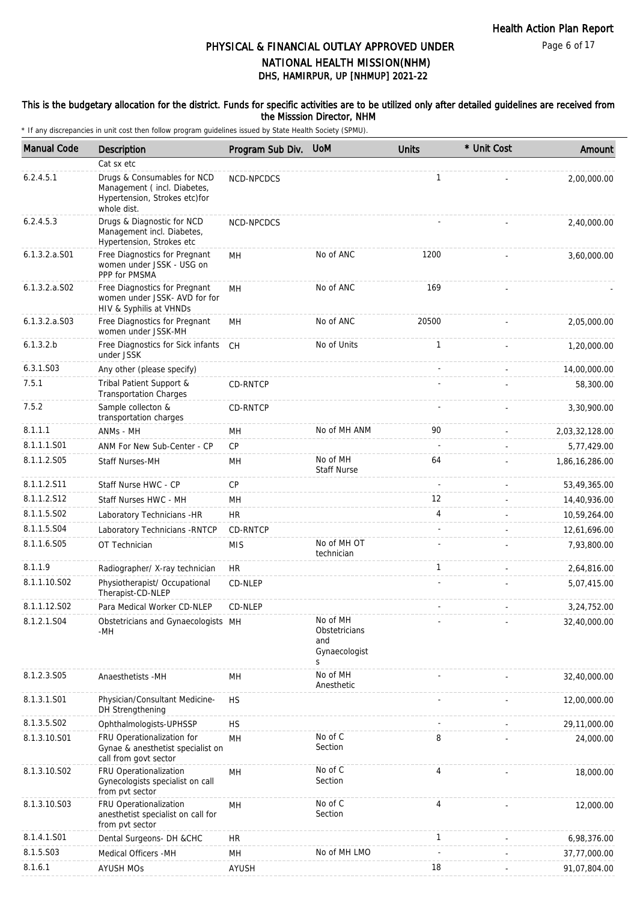# PHYSICAL & FINANCIAL OUTLAY APPROVED UNDER NATIONAL HEALTH MISSION(NHM)
## DHS, HAMIRPUR, UP [NHMUP] 2021-22

**This is the budgetary allocation for the district. Funds for specific activities are to be utilized only after detailed guidelines are received from the Misssion Director, NHM**

\* If any discrepancies in unit cost then follow program guidelines issued by State Health Society (SPMU).

| Manual Code | Description | Program Sub Div. | UoM | Units | * Unit Cost | Amount |
|---|---|---|---|---|---|---|
| | Cat sx etc | | | | | |
| 6.2.4.5.1 | Drugs & Consumables for NCD Management ( incl. Diabetes, Hypertension, Strokes etc)for whole dist. | NCD-NPCDCS | | 1 | - | 2,00,000.00 |
| 6.2.4.5.3 | Drugs & Diagnostic for NCD Management incl. Diabetes, Hypertension, Strokes etc | NCD-NPCDCS | | - | - | 2,40,000.00 |
| 6.1.3.2.a.S01 | Free Diagnostics for Pregnant women under JSSK - USG on PPP for PMSMA | MH | No of ANC | 1200 | - | 3,60,000.00 |
| 6.1.3.2.a.S02 | Free Diagnostics for Pregnant women under JSSK- AVD for for HIV & Syphilis at VHNDs | MH | No of ANC | 169 | - | - |
| 6.1.3.2.a.S03 | Free Diagnostics for Pregnant women under JSSK-MH | MH | No of ANC | 20500 | - | 2,05,000.00 |
| 6.1.3.2.b | Free Diagnostics for Sick infants under JSSK | CH | No of Units | 1 | - | 1,20,000.00 |
| 6.3.1.S03 | Any other (please specify) | | | - | - | 14,00,000.00 |
| 7.5.1 | Tribal Patient Support & Transportation Charges | CD-RNTCP | | - | - | 58,300.00 |
| 7.5.2 | Sample collecton & transportation charges | CD-RNTCP | | - | - | 3,30,900.00 |
| 8.1.1.1 | ANMs - MH | MH | No of MH ANM | 90 | - | 2,03,32,128.00 |
| 8.1.1.1.S01 | ANM For New Sub-Center - CP | CP | | - | - | 5,77,429.00 |
| 8.1.1.2.S05 | Staff Nurses-MH | MH | No of MH Staff Nurse | 64 | - | 1,86,16,286.00 |
| 8.1.1.2.S11 | Staff Nurse HWC - CP | CP | | - | - | 53,49,365.00 |
| 8.1.1.2.S12 | Staff Nurses HWC - MH | MH | | 12 | - | 14,40,936.00 |
| 8.1.1.5.S02 | Laboratory Technicians -HR | HR | | 4 | - | 10,59,264.00 |
| 8.1.1.5.S04 | Laboratory Technicians -RNTCP | CD-RNTCP | | - | - | 12,61,696.00 |
| 8.1.1.6.S05 | OT Technician | MIS | No of MH OT technician | - | - | 7,93,800.00 |
| 8.1.1.9 | Radiographer/ X-ray technician | HR | | 1 | - | 2,64,816.00 |
| 8.1.1.10.S02 | Physiotherapist/ Occupational Therapist-CD-NLEP | CD-NLEP | | - | - | 5,07,415.00 |
| 8.1.1.12.S02 | Para Medical Worker CD-NLEP | CD-NLEP | | - | - | 3,24,752.00 |
| 8.1.2.1.S04 | Obstetricians and Gynaecologists -MH | MH | No of MH Obstetricians and Gynaecologists | - | - | 32,40,000.00 |
| 8.1.2.3.S05 | Anaesthetists -MH | MH | No of MH Anesthetic | - | - | 32,40,000.00 |
| 8.1.3.1.S01 | Physician/Consultant Medicine-DH Strengthening | HS | | - | - | 12,00,000.00 |
| 8.1.3.5.S02 | Ophthalmologists-UPHSSP | HS | | - | - | 29,11,000.00 |
| 8.1.3.10.S01 | FRU Operationalization for Gynae & anesthetist specialist on call from govt sector | MH | No of C Section | 8 | - | 24,000.00 |
| 8.1.3.10.S02 | FRU Operationalization Gynecologists specialist on call from pvt sector | MH | No of C Section | 4 | - | 18,000.00 |
| 8.1.3.10.S03 | FRU Operationalization anesthetist specialist on call for from pvt sector | MH | No of C Section | 4 | - | 12,000.00 |
| 8.1.4.1.S01 | Dental Surgeons- DH &CHC | HR | | 1 | - | 6,98,376.00 |
| 8.1.5.S03 | Medical Officers -MH | MH | No of MH LMO | - | - | 37,77,000.00 |
| 8.1.6.1 | AYUSH MOs | AYUSH | | 18 | - | 91,07,804.00 |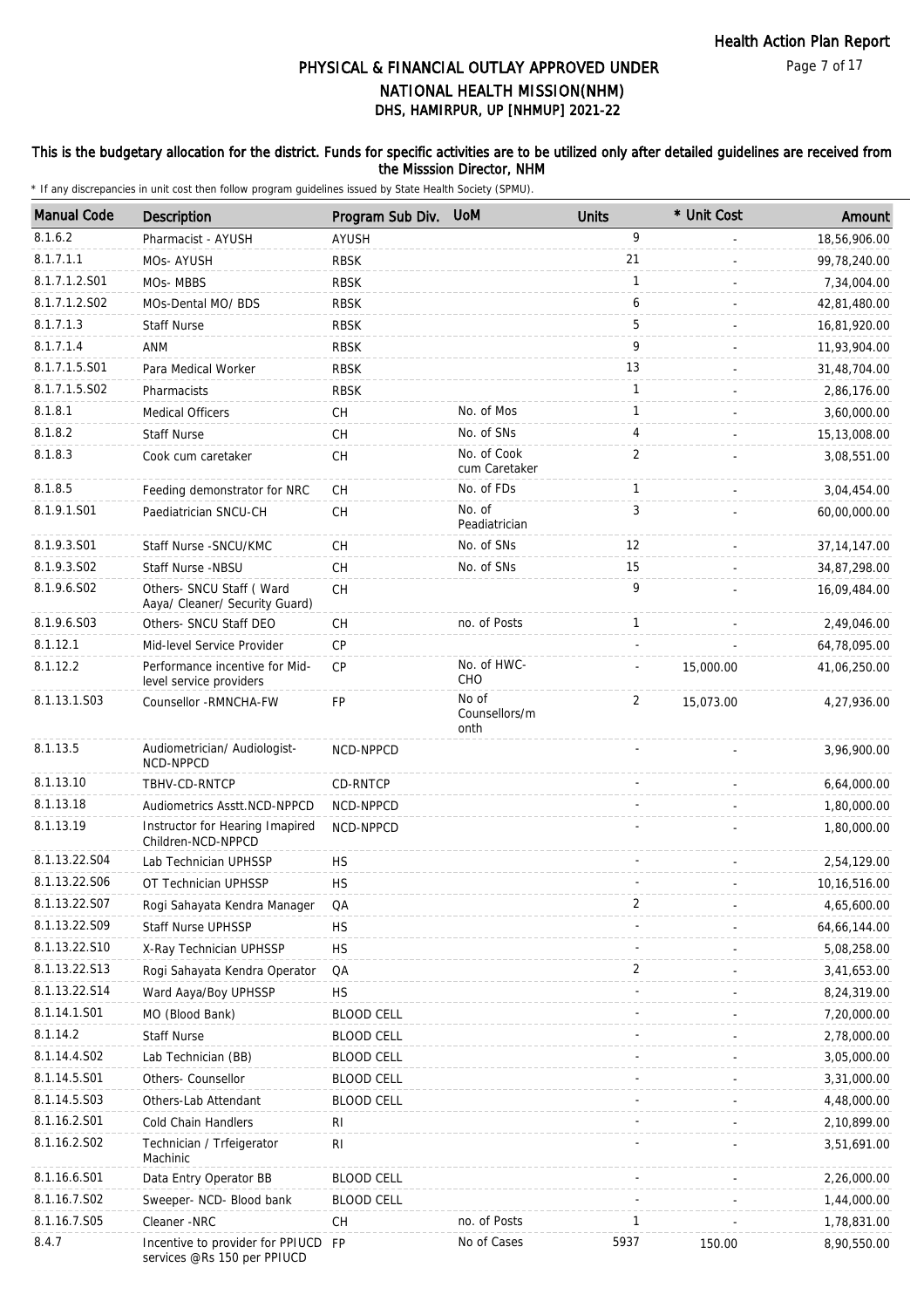# PHYSICAL & FINANCIAL OUTLAY APPROVED UNDER NATIONAL HEALTH MISSION(NHM)
## DHS, HAMIRPUR, UP [NHMUP] 2021-22

**This is the budgetary allocation for the district. Funds for specific activities are to be utilized only after detailed guidelines are received from the Misssion Director, NHM**

\* If any discrepancies in unit cost then follow program guidelines issued by State Health Society (SPMU).

| Manual Code | Description | Program Sub Div. | UoM | Units | * Unit Cost | Amount |
|---|---|---|---|---|---|---|
| 8.1.6.2 | Pharmacist - AYUSH | AYUSH | | 9 | - | 18,56,906.00 |
| 8.1.7.1.1 | MOs- AYUSH | RBSK | | 21 | - | 99,78,240.00 |
| 8.1.7.1.2.S01 | MOs- MBBS | RBSK | | 1 | - | 7,34,004.00 |
| 8.1.7.1.2.S02 | MOs-Dental MO/ BDS | RBSK | | 6 | - | 42,81,480.00 |
| 8.1.7.1.3 | Staff Nurse | RBSK | | 5 | - | 16,81,920.00 |
| 8.1.7.1.4 | ANM | RBSK | | 9 | - | 11,93,904.00 |
| 8.1.7.1.5.S01 | Para Medical Worker | RBSK | | 13 | - | 31,48,704.00 |
| 8.1.7.1.5.S02 | Pharmacists | RBSK | | 1 | - | 2,86,176.00 |
| 8.1.8.1 | Medical Officers | CH | No. of Mos | 1 | - | 3,60,000.00 |
| 8.1.8.2 | Staff Nurse | CH | No. of SNs | 4 | - | 15,13,008.00 |
| 8.1.8.3 | Cook cum caretaker | CH | No. of Cook cum Caretaker | 2 | - | 3,08,551.00 |
| 8.1.8.5 | Feeding demonstrator for NRC | CH | No. of FDs | 1 | - | 3,04,454.00 |
| 8.1.9.1.S01 | Paediatrician SNCU-CH | CH | No. of Peadiatrician | 3 | - | 60,00,000.00 |
| 8.1.9.3.S01 | Staff Nurse -SNCU/KMC | CH | No. of SNs | 12 | - | 37,14,147.00 |
| 8.1.9.3.S02 | Staff Nurse -NBSU | CH | No. of SNs | 15 | - | 34,87,298.00 |
| 8.1.9.6.S02 | Others- SNCU Staff ( Ward Aaya/ Cleaner/ Security Guard) | CH | | 9 | - | 16,09,484.00 |
| 8.1.9.6.S03 | Others- SNCU Staff DEO | CH | no. of Posts | 1 | - | 2,49,046.00 |
| 8.1.12.1 | Mid-level Service Provider | CP | | - | - | 64,78,095.00 |
| 8.1.12.2 | Performance incentive for Mid-level service providers | CP | No. of HWC-CHO | - | 15,000.00 | 41,06,250.00 |
| 8.1.13.1.S03 | Counsellor -RMNCHA-FW | FP | No of Counsellors/month | 2 | 15,073.00 | 4,27,936.00 |
| 8.1.13.5 | Audiometrician/ Audiologist-NCD-NPPCD | NCD-NPPCD | | - | - | 3,96,900.00 |
| 8.1.13.10 | TBHV-CD-RNTCP | CD-RNTCP | | - | - | 6,64,000.00 |
| 8.1.13.18 | Audiometrics Asstt.NCD-NPPCD | NCD-NPPCD | | - | - | 1,80,000.00 |
| 8.1.13.19 | Instructor for Hearing Imapired Children-NCD-NPPCD | NCD-NPPCD | | - | - | 1,80,000.00 |
| 8.1.13.22.S04 | Lab Technician UPHSSP | HS | | - | - | 2,54,129.00 |
| 8.1.13.22.S06 | OT Technician UPHSSP | HS | | - | - | 10,16,516.00 |
| 8.1.13.22.S07 | Rogi Sahayata Kendra Manager | QA | | 2 | - | 4,65,600.00 |
| 8.1.13.22.S09 | Staff Nurse UPHSSP | HS | | - | - | 64,66,144.00 |
| 8.1.13.22.S10 | X-Ray Technician UPHSSP | HS | | - | - | 5,08,258.00 |
| 8.1.13.22.S13 | Rogi Sahayata Kendra Operator | QA | | 2 | - | 3,41,653.00 |
| 8.1.13.22.S14 | Ward Aaya/Boy UPHSSP | HS | | - | - | 8,24,319.00 |
| 8.1.14.1.S01 | MO (Blood Bank) | BLOOD CELL | | - | - | 7,20,000.00 |
| 8.1.14.2 | Staff Nurse | BLOOD CELL | | - | - | 2,78,000.00 |
| 8.1.14.4.S02 | Lab Technician (BB) | BLOOD CELL | | - | - | 3,05,000.00 |
| 8.1.14.5.S01 | Others- Counsellor | BLOOD CELL | | - | - | 3,31,000.00 |
| 8.1.14.5.S03 | Others-Lab Attendant | BLOOD CELL | | - | - | 4,48,000.00 |
| 8.1.16.2.S01 | Cold Chain Handlers | RI | | - | - | 2,10,899.00 |
| 8.1.16.2.S02 | Technician / Trfeigerator Machinic | RI | | - | - | 3,51,691.00 |
| 8.1.16.6.S01 | Data Entry Operator BB | BLOOD CELL | | - | - | 2,26,000.00 |
| 8.1.16.7.S02 | Sweeper- NCD- Blood bank | BLOOD CELL | | - | - | 1,44,000.00 |
| 8.1.16.7.S05 | Cleaner -NRC | CH | no. of Posts | 1 | - | 1,78,831.00 |
| 8.4.7 | Incentive to provider for PPIUCD services @Rs 150 per PPIUCD | FP | No of Cases | 5937 | 150.00 | 8,90,550.00 |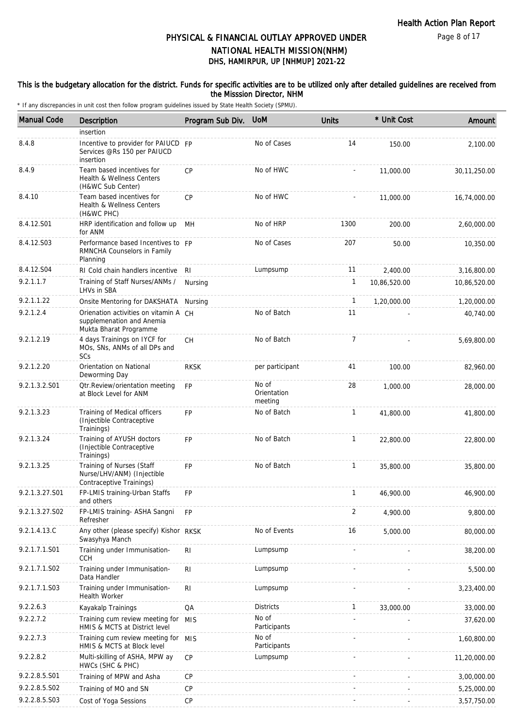# PHYSICAL & FINANCIAL OUTLAY APPROVED UNDER NATIONAL HEALTH MISSION(NHM)

## DHS, HAMIRPUR, UP [NHMUP] 2021-22

**This is the budgetary allocation for the district. Funds for specific activities are to be utilized only after detailed guidelines are received from the Misssion Director, NHM**

\* If any discrepancies in unit cost then follow program guidelines issued by State Health Society (SPMU).

| Manual Code | Description | Program Sub Div. | UoM | Units | * Unit Cost | Amount |
|---|---|---|---|---|---|---|
| | insertion | | | | | |
| 8.4.8 | Incentive to provider for PAIUCD Services @Rs 150 per PAIUCD insertion | FP | No of Cases | 14 | 150.00 | 2,100.00 |
| 8.4.9 | Team based incentives for Health & Wellness Centers (H&WC Sub Center) | CP | No of HWC | - | 11,000.00 | 30,11,250.00 |
| 8.4.10 | Team based incentives for Health & Wellness Centers (H&WC PHC) | CP | No of HWC | - | 11,000.00 | 16,74,000.00 |
| 8.4.12.S01 | HRP identification and follow up for ANM | MH | No of HRP | 1300 | 200.00 | 2,60,000.00 |
| 8.4.12.S03 | Performance based Incentives to RMNCHA Counselors in Family Planning | FP | No of Cases | 207 | 50.00 | 10,350.00 |
| 8.4.12.S04 | RI Cold chain handlers incentive | RI | Lumpsump | 11 | 2,400.00 | 3,16,800.00 |
| 9.2.1.1.7 | Training of Staff Nurses/ANMs / LHVs in SBA | Nursing | | 1 | 10,86,520.00 | 10,86,520.00 |
| 9.2.1.1.22 | Onsite Mentoring for DAKSHATA | Nursing | | 1 | 1,20,000.00 | 1,20,000.00 |
| 9.2.1.2.4 | Orienation activities on vitamin A supplemenation and Anemia Mukta Bharat Programme | CH | No of Batch | 11 | - | 40,740.00 |
| 9.2.1.2.19 | 4 days Trainings on IYCF for MOs, SNs, ANMs of all DPs and SCs | CH | No of Batch | 7 | - | 5,69,800.00 |
| 9.2.1.2.20 | Orientation on National Deworming Day | RKSK | per participant | 41 | 100.00 | 82,960.00 |
| 9.2.1.3.2.S01 | Qtr.Review/orientation meeting at Block Level for ANM | FP | No of Orientation meeting | 28 | 1,000.00 | 28,000.00 |
| 9.2.1.3.23 | Training of Medical officers (Injectible Contraceptive Trainings) | FP | No of Batch | 1 | 41,800.00 | 41,800.00 |
| 9.2.1.3.24 | Training of AYUSH doctors (Injectible Contraceptive Trainings) | FP | No of Batch | 1 | 22,800.00 | 22,800.00 |
| 9.2.1.3.25 | Training of Nurses (Staff Nurse/LHV/ANM) (Injectible Contraceptive Trainings) | FP | No of Batch | 1 | 35,800.00 | 35,800.00 |
| 9.2.1.3.27.S01 | FP-LMIS training-Urban Staffs and others | FP | | 1 | 46,900.00 | 46,900.00 |
| 9.2.1.3.27.S02 | FP-LMIS training- ASHA Sangni Refresher | FP | | 2 | 4,900.00 | 9,800.00 |
| 9.2.1.4.13.C | Any other (please specify) Kishor Swasyhya Manch | RKSK | No of Events | 16 | 5,000.00 | 80,000.00 |
| 9.2.1.7.1.S01 | Training under Immunisation-CCH | RI | Lumpsump | - | - | 38,200.00 |
| 9.2.1.7.1.S02 | Training under Immunisation-Data Handler | RI | Lumpsump | - | - | 5,500.00 |
| 9.2.1.7.1.S03 | Training under Immunisation-Health Worker | RI | Lumpsump | - | - | 3,23,400.00 |
| 9.2.2.6.3 | Kayakalp Trainings | QA | Districts | 1 | 33,000.00 | 33,000.00 |
| 9.2.2.7.2 | Training cum review meeting for HMIS & MCTS at District level | MIS | No of Participants | - | - | 37,620.00 |
| 9.2.2.7.3 | Training cum review meeting for HMIS & MCTS at Block level | MIS | No of Participants | - | - | 1,60,800.00 |
| 9.2.2.8.2 | Multi-skilling of ASHA, MPW ay HWCs (SHC & PHC) | CP | Lumpsump | - | - | 11,20,000.00 |
| 9.2.2.8.5.S01 | Training of MPW and Asha | CP | | - | - | 3,00,000.00 |
| 9.2.2.8.5.S02 | Training of MO and SN | CP | | - | - | 5,25,000.00 |
| 9.2.2.8.5.S03 | Cost of Yoga Sessions | CP | | - | - | 3,57,750.00 |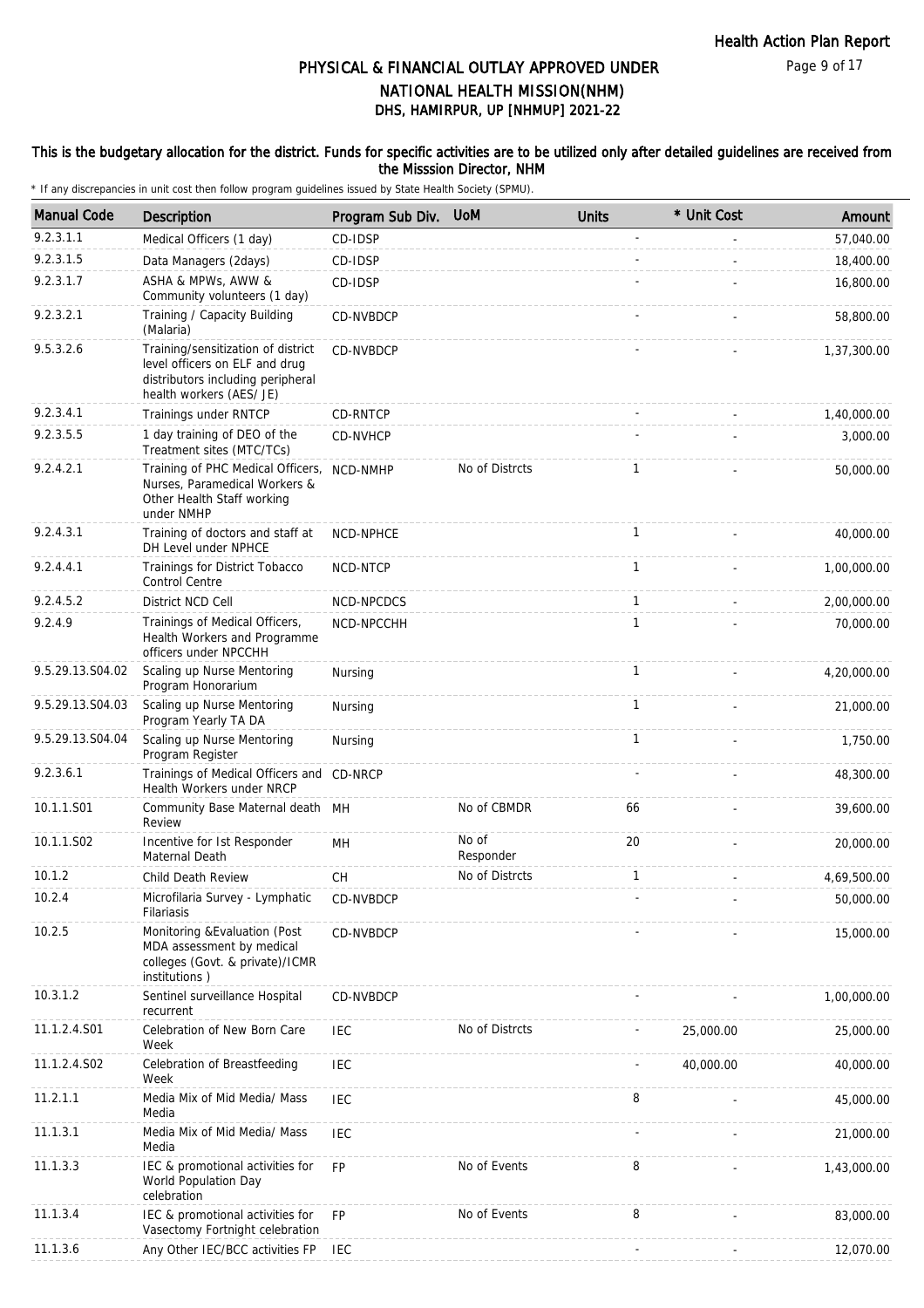# PHYSICAL & FINANCIAL OUTLAY APPROVED UNDER NATIONAL HEALTH MISSION(NHM)
## DHS, HAMIRPUR, UP [NHMUP] 2021-22

**This is the budgetary allocation for the district. Funds for specific activities are to be utilized only after detailed guidelines are received from the Misssion Director, NHM**

\* If any discrepancies in unit cost then follow program guidelines issued by State Health Society (SPMU).

| Manual Code | Description | Program Sub Div. | UoM | Units | * Unit Cost | Amount |
|---|---|---|---|---|---|---|
| 9.2.3.1.1 | Medical Officers (1 day) | CD-IDSP | | - | - | 57,040.00 |
| 9.2.3.1.5 | Data Managers (2days) | CD-IDSP | | - | - | 18,400.00 |
| 9.2.3.1.7 | ASHA & MPWs, AWW & Community volunteers (1 day) | CD-IDSP | | - | - | 16,800.00 |
| 9.2.3.2.1 | Training / Capacity Building (Malaria) | CD-NVBDCP | | - | - | 58,800.00 |
| 9.5.3.2.6 | Training/sensitization of district level officers on ELF and drug distributors including peripheral health workers (AES/ JE) | CD-NVBDCP | | - | - | 1,37,300.00 |
| 9.2.3.4.1 | Trainings under RNTCP | CD-RNTCP | | - | - | 1,40,000.00 |
| 9.2.3.5.5 | 1 day training of DEO of the Treatment sites (MTC/TCs) | CD-NVHCP | | - | - | 3,000.00 |
| 9.2.4.2.1 | Training of PHC Medical Officers, Nurses, Paramedical Workers & Other Health Staff working under NMHP | NCD-NMHP | No of Distrcts | 1 | - | 50,000.00 |
| 9.2.4.3.1 | Training of doctors and staff at DH Level under NPHCE | NCD-NPHCE | | 1 | - | 40,000.00 |
| 9.2.4.4.1 | Trainings for District Tobacco Control Centre | NCD-NTCP | | 1 | - | 1,00,000.00 |
| 9.2.4.5.2 | District NCD Cell | NCD-NPCDCS | | 1 | - | 2,00,000.00 |
| 9.2.4.9 | Trainings of Medical Officers, Health Workers and Programme officers under NPCCHH | NCD-NPCCHH | | 1 | - | 70,000.00 |
| 9.5.29.13.S04.02 | Scaling up Nurse Mentoring Program Honorarium | Nursing | | 1 | - | 4,20,000.00 |
| 9.5.29.13.S04.03 | Scaling up Nurse Mentoring Program Yearly TA DA | Nursing | | 1 | - | 21,000.00 |
| 9.5.29.13.S04.04 | Scaling up Nurse Mentoring Program Register | Nursing | | 1 | - | 1,750.00 |
| 9.2.3.6.1 | Trainings of Medical Officers and Health Workers under NRCP | CD-NRCP | | - | - | 48,300.00 |
| 10.1.1.S01 | Community Base Maternal death Review | MH | No of CBMDR | 66 | - | 39,600.00 |
| 10.1.1.S02 | Incentive for Ist Responder Maternal Death | MH | No of Responder | 20 | - | 20,000.00 |
| 10.1.2 | Child Death Review | CH | No of Distrcts | 1 | - | 4,69,500.00 |
| 10.2.4 | Microfilaria Survey - Lymphatic Filariasis | CD-NVBDCP | | - | - | 50,000.00 |
| 10.2.5 | Monitoring &Evaluation (Post MDA assessment by medical colleges (Govt. & private)/ICMR institutions ) | CD-NVBDCP | | - | - | 15,000.00 |
| 10.3.1.2 | Sentinel surveillance Hospital recurrent | CD-NVBDCP | | - | - | 1,00,000.00 |
| 11.1.2.4.S01 | Celebration of New Born Care Week | IEC | No of Distrcts | - | 25,000.00 | 25,000.00 |
| 11.1.2.4.S02 | Celebration of Breastfeeding Week | IEC | | - | 40,000.00 | 40,000.00 |
| 11.2.1.1 | Media Mix of Mid Media/ Mass Media | IEC | | 8 | - | 45,000.00 |
| 11.1.3.1 | Media Mix of Mid Media/ Mass Media | IEC | | - | - | 21,000.00 |
| 11.1.3.3 | IEC & promotional activities for World Population Day celebration | FP | No of Events | 8 | - | 1,43,000.00 |
| 11.1.3.4 | IEC & promotional activities for Vasectomy Fortnight celebration | FP | No of Events | 8 | - | 83,000.00 |
| 11.1.3.6 | Any Other IEC/BCC activities FP | IEC | | - | - | 12,070.00 |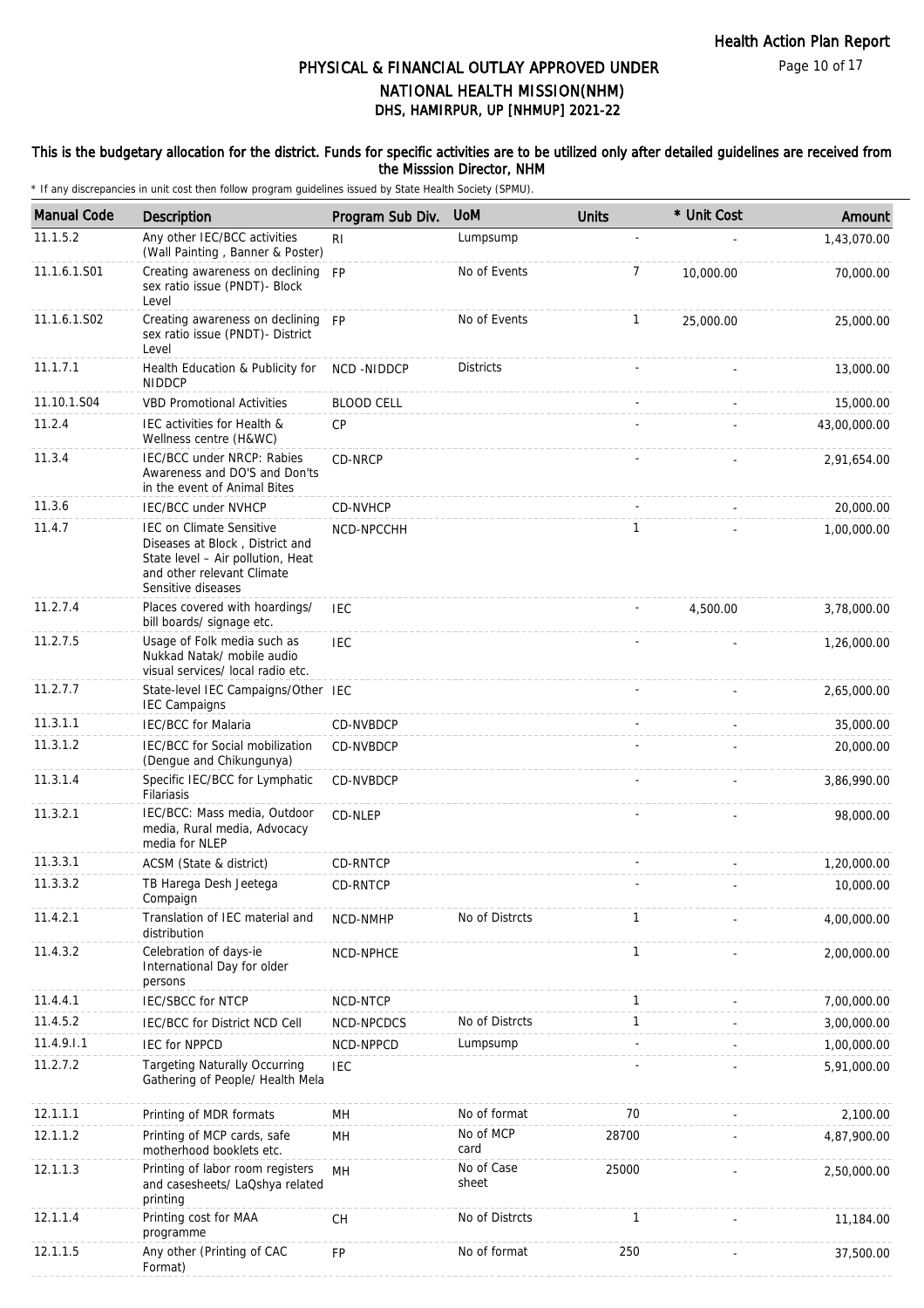# PHYSICAL & FINANCIAL OUTLAY APPROVED UNDER NATIONAL HEALTH MISSION(NHM)

## DHS, HAMIRPUR, UP [NHMUP] 2021-22

### This is the budgetary allocation for the district. Funds for specific activities are to be utilized only after detailed guidelines are received from the Misssion Director, NHM

\* If any discrepancies in unit cost then follow program guidelines issued by State Health Society (SPMU).

| Manual Code | Description | Program Sub Div. | UoM | Units | * Unit Cost | Amount |
|---|---|---|---|---|---|---|
| 11.1.5.2 | Any other IEC/BCC activities (Wall Painting , Banner & Poster) | RI | Lumpsump | - | - | 1,43,070.00 |
| 11.1.6.1.S01 | Creating awareness on declining sex ratio issue (PNDT)- Block Level | FP | No of Events | 7 | 10,000.00 | 70,000.00 |
| 11.1.6.1.S02 | Creating awareness on declining sex ratio issue (PNDT)- District Level | FP | No of Events | 1 | 25,000.00 | 25,000.00 |
| 11.1.7.1 | Health Education & Publicity for NIDDCP | NCD -NIDDCP | Districts | - | - | 13,000.00 |
| 11.10.1.S04 | VBD Promotional Activities | BLOOD CELL | | - | - | 15,000.00 |
| 11.2.4 | IEC activities for Health & Wellness centre (H&WC) | CP | | - | - | 43,00,000.00 |
| 11.3.4 | IEC/BCC under NRCP: Rabies Awareness and DO'S and Don'ts in the event of Animal Bites | CD-NRCP | | - | - | 2,91,654.00 |
| 11.3.6 | IEC/BCC under NVHCP | CD-NVHCP | | - | - | 20,000.00 |
| 11.4.7 | IEC on Climate Sensitive Diseases at Block , District and State level – Air pollution, Heat and other relevant Climate Sensitive diseases | NCD-NPCCHH | | 1 | - | 1,00,000.00 |
| 11.2.7.4 | Places covered with hoardings/ bill boards/ signage etc. | IEC | | - | 4,500.00 | 3,78,000.00 |
| 11.2.7.5 | Usage of Folk media such as Nukkad Natak/ mobile audio visual services/ local radio etc. | IEC | | - | - | 1,26,000.00 |
| 11.2.7.7 | State-level IEC Campaigns/Other IEC Campaigns | IEC | | - | - | 2,65,000.00 |
| 11.3.1.1 | IEC/BCC for Malaria | CD-NVBDCP | | - | - | 35,000.00 |
| 11.3.1.2 | IEC/BCC for Social mobilization (Dengue and Chikungunya) | CD-NVBDCP | | - | - | 20,000.00 |
| 11.3.1.4 | Specific IEC/BCC for Lymphatic Filariasis | CD-NVBDCP | | - | - | 3,86,990.00 |
| 11.3.2.1 | IEC/BCC: Mass media, Outdoor media, Rural media, Advocacy media for NLEP | CD-NLEP | | - | - | 98,000.00 |
| 11.3.3.1 | ACSM (State & district) | CD-RNTCP | | - | - | 1,20,000.00 |
| 11.3.3.2 | TB Harega Desh Jeetega Compaign | CD-RNTCP | | - | - | 10,000.00 |
| 11.4.2.1 | Translation of IEC material and distribution | NCD-NMHP | No of Distrcts | 1 | - | 4,00,000.00 |
| 11.4.3.2 | Celebration of days-ie International Day for older persons | NCD-NPHCE | | 1 | - | 2,00,000.00 |
| 11.4.4.1 | IEC/SBCC for NTCP | NCD-NTCP | | 1 | - | 7,00,000.00 |
| 11.4.5.2 | IEC/BCC for District NCD Cell | NCD-NPCDCS | No of Distrcts | 1 | - | 3,00,000.00 |
| 11.4.9.I.1 | IEC for NPPCD | NCD-NPPCD | Lumpsump | - | - | 1,00,000.00 |
| 11.2.7.2 | Targeting Naturally Occurring Gathering of People/ Health Mela | IEC | | - | - | 5,91,000.00 |
| 12.1.1.1 | Printing of MDR formats | MH | No of format | 70 | - | 2,100.00 |
| 12.1.1.2 | Printing of MCP cards, safe motherhood booklets etc. | MH | No of MCP card | 28700 | - | 4,87,900.00 |
| 12.1.1.3 | Printing of labor room registers and casesheets/ LaQshya related printing | MH | No of Case sheet | 25000 | - | 2,50,000.00 |
| 12.1.1.4 | Printing cost for MAA programme | CH | No of Distrcts | 1 | - | 11,184.00 |
| 12.1.1.5 | Any other (Printing of CAC Format) | FP | No of format | 250 | - | 37,500.00 |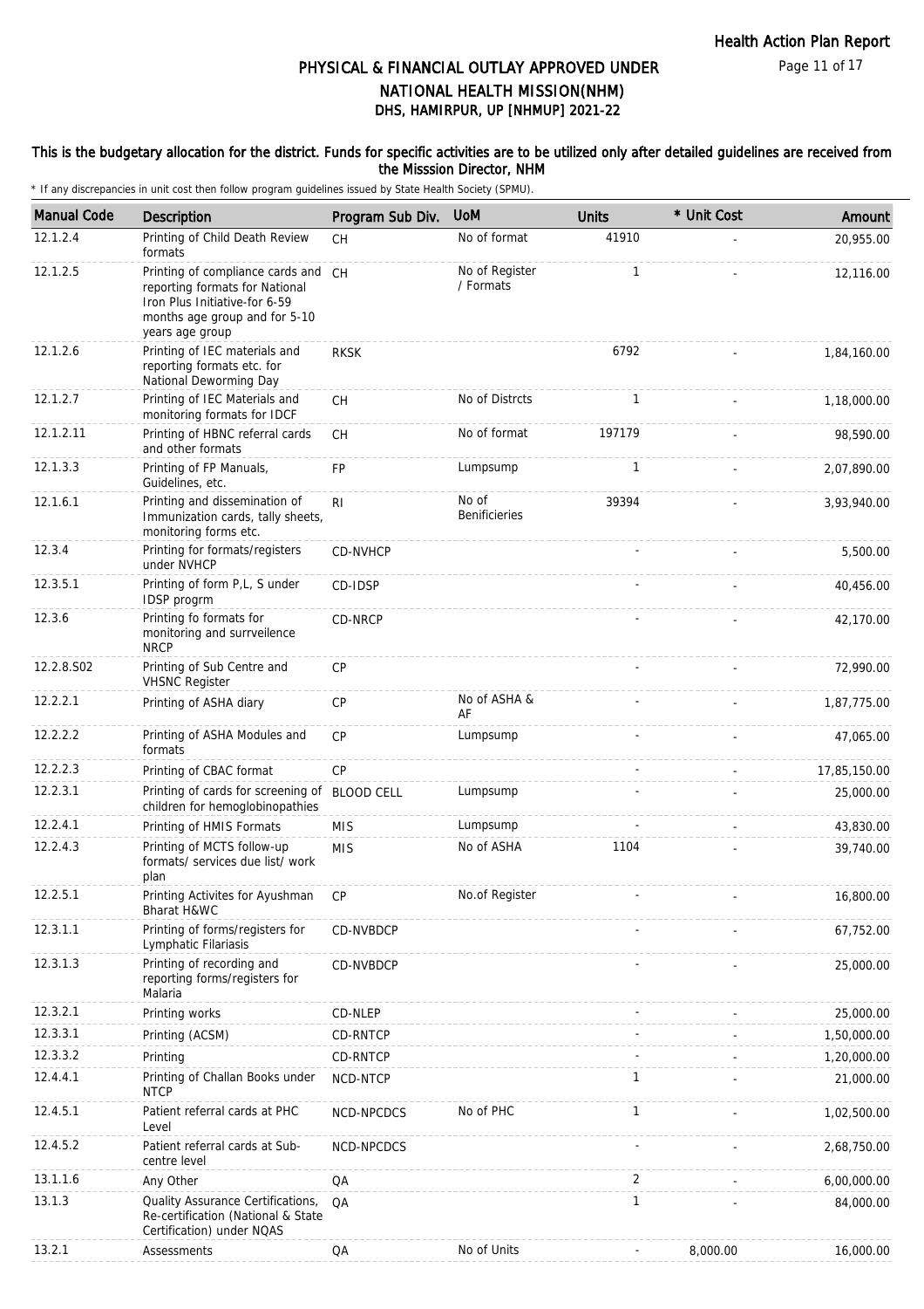# PHYSICAL & FINANCIAL OUTLAY APPROVED UNDER NATIONAL HEALTH MISSION(NHM)

## DHS, HAMIRPUR, UP [NHMUP] 2021-22

This is the budgetary allocation for the district. Funds for specific activities are to be utilized only after detailed guidelines are received from the Misssion Director, NHM

\* If any discrepancies in unit cost then follow program guidelines issued by State Health Society (SPMU).

| Manual Code | Description | Program Sub Div. | UoM | Units | * Unit Cost | Amount |
|---|---|---|---|---|---|---|
| 12.1.2.4 | Printing of Child Death Review formats | CH | No of format | 41910 | - | 20,955.00 |
| 12.1.2.5 | Printing of compliance cards and reporting formats for National Iron Plus Initiative-for 6-59 months age group and for 5-10 years age group | CH | No of Register / Formats | 1 | - | 12,116.00 |
| 12.1.2.6 | Printing of IEC materials and reporting formats etc. for National Deworming Day | RKSK | | 6792 | - | 1,84,160.00 |
| 12.1.2.7 | Printing of IEC Materials and monitoring formats for IDCF | CH | No of Distrcts | 1 | - | 1,18,000.00 |
| 12.1.2.11 | Printing of HBNC referral cards and other formats | CH | No of format | 197179 | - | 98,590.00 |
| 12.1.3.3 | Printing of FP Manuals, Guidelines, etc. | FP | Lumpsump | 1 | - | 2,07,890.00 |
| 12.1.6.1 | Printing and dissemination of Immunization cards, tally sheets, monitoring forms etc. | RI | No of Benificieries | 39394 | - | 3,93,940.00 |
| 12.3.4 | Printing for formats/registers under NVHCP | CD-NVHCP | | - | - | 5,500.00 |
| 12.3.5.1 | Printing of form P,L, S under IDSP progrm | CD-IDSP | | - | - | 40,456.00 |
| 12.3.6 | Printing fo formats for monitoring and surrveilence NRCP | CD-NRCP | | - | - | 42,170.00 |
| 12.2.8.S02 | Printing of Sub Centre and VHSNC Register | CP | | - | - | 72,990.00 |
| 12.2.2.1 | Printing of ASHA diary | CP | No of ASHA & AF | - | - | 1,87,775.00 |
| 12.2.2.2 | Printing of ASHA Modules and formats | CP | Lumpsump | - | - | 47,065.00 |
| 12.2.2.3 | Printing of CBAC format | CP | | - | - | 17,85,150.00 |
| 12.2.3.1 | Printing of cards for screening of children for hemoglobinopathies | BLOOD CELL | Lumpsump | - | - | 25,000.00 |
| 12.2.4.1 | Printing of HMIS Formats | MIS | Lumpsump | - | - | 43,830.00 |
| 12.2.4.3 | Printing of MCTS follow-up formats/ services due list/ work plan | MIS | No of ASHA | 1104 | - | 39,740.00 |
| 12.2.5.1 | Printing Activites for Ayushman Bharat H&WC | CP | No.of Register | - | - | 16,800.00 |
| 12.3.1.1 | Printing of forms/registers for Lymphatic Filariasis | CD-NVBDCP | | - | - | 67,752.00 |
| 12.3.1.3 | Printing of recording and reporting forms/registers for Malaria | CD-NVBDCP | | - | - | 25,000.00 |
| 12.3.2.1 | Printing works | CD-NLEP | | - | - | 25,000.00 |
| 12.3.3.1 | Printing (ACSM) | CD-RNTCP | | - | - | 1,50,000.00 |
| 12.3.3.2 | Printing | CD-RNTCP | | - | - | 1,20,000.00 |
| 12.4.4.1 | Printing of Challan Books under NTCP | NCD-NTCP | | 1 | - | 21,000.00 |
| 12.4.5.1 | Patient referral cards at PHC Level | NCD-NPCDCS | No of PHC | 1 | - | 1,02,500.00 |
| 12.4.5.2 | Patient referral cards at Sub-centre level | NCD-NPCDCS | | - | - | 2,68,750.00 |
| 13.1.1.6 | Any Other | QA | | 2 | - | 6,00,000.00 |
| 13.1.3 | Quality Assurance Certifications, Re-certification (National & State Certification) under NQAS | QA | | 1 | - | 84,000.00 |
| 13.2.1 | Assessments | QA | No of Units | - | 8,000.00 | 16,000.00 |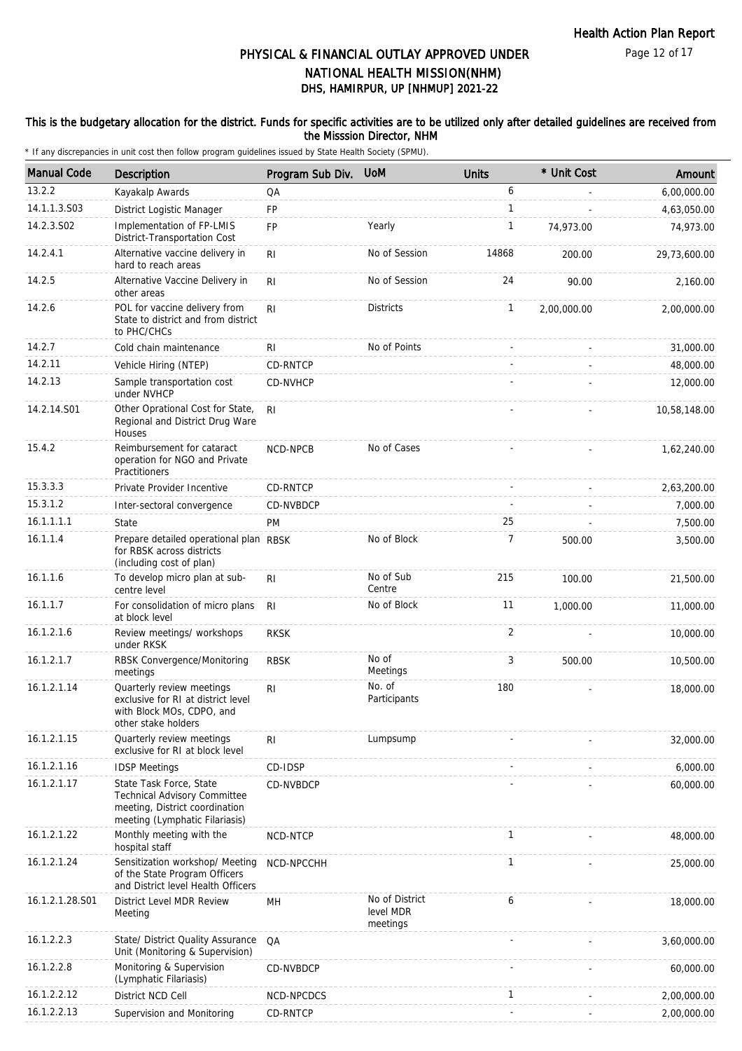# PHYSICAL & FINANCIAL OUTLAY APPROVED UNDER NATIONAL HEALTH MISSION(NHM)
## DHS, HAMIRPUR, UP [NHMUP] 2021-22

**This is the budgetary allocation for the district. Funds for specific activities are to be utilized only after detailed guidelines are received from the Misssion Director, NHM**

* If any discrepancies in unit cost then follow program guidelines issued by State Health Society (SPMU).

| Manual Code | Description | Program Sub Div. | UoM | Units | * Unit Cost | Amount |
|---|---|---|---|---|---|---|
| 13.2.2 | Kayakalp Awards | QA | | 6 | - | 6,00,000.00 |
| 14.1.1.3.S03 | District Logistic Manager | FP | | 1 | - | 4,63,050.00 |
| 14.2.3.S02 | Implementation of FP-LMIS District-Transportation Cost | FP | Yearly | 1 | 74,973.00 | 74,973.00 |
| 14.2.4.1 | Alternative vaccine delivery in hard to reach areas | RI | No of Session | 14868 | 200.00 | 29,73,600.00 |
| 14.2.5 | Alternative Vaccine Delivery in other areas | RI | No of Session | 24 | 90.00 | 2,160.00 |
| 14.2.6 | POL for vaccine delivery from State to district and from district to PHC/CHCs | RI | Districts | 1 | 2,00,000.00 | 2,00,000.00 |
| 14.2.7 | Cold chain maintenance | RI | No of Points | - | - | 31,000.00 |
| 14.2.11 | Vehicle Hiring (NTEP) | CD-RNTCP | | - | - | 48,000.00 |
| 14.2.13 | Sample transportation cost under NVHCP | CD-NVHCP | | - | - | 12,000.00 |
| 14.2.14.S01 | Other Oprational Cost for State, Regional and District Drug Ware Houses | RI | | - | - | 10,58,148.00 |
| 15.4.2 | Reimbursement for cataract operation for NGO and Private Practitioners | NCD-NPCB | No of Cases | - | - | 1,62,240.00 |
| 15.3.3.3 | Private Provider Incentive | CD-RNTCP | | - | - | 2,63,200.00 |
| 15.3.1.2 | Inter-sectoral convergence | CD-NVBDCP | | - | - | 7,000.00 |
| 16.1.1.1.1 | State | PM | | 25 | - | 7,500.00 |
| 16.1.1.4 | Prepare detailed operational plan for RBSK across districts (including cost of plan) | RBSK | No of Block | 7 | 500.00 | 3,500.00 |
| 16.1.1.6 | To develop micro plan at sub-centre level | RI | No of Sub Centre | 215 | 100.00 | 21,500.00 |
| 16.1.1.7 | For consolidation of micro plans at block level | RI | No of Block | 11 | 1,000.00 | 11,000.00 |
| 16.1.2.1.6 | Review meetings/ workshops under RKSK | RKSK | | 2 | - | 10,000.00 |
| 16.1.2.1.7 | RBSK Convergence/Monitoring meetings | RBSK | No of Meetings | 3 | 500.00 | 10,500.00 |
| 16.1.2.1.14 | Quarterly review meetings exclusive for RI at district level with Block MOs, CDPO, and other stake holders | RI | No. of Participants | 180 | - | 18,000.00 |
| 16.1.2.1.15 | Quarterly review meetings exclusive for RI at block level | RI | Lumpsump | - | - | 32,000.00 |
| 16.1.2.1.16 | IDSP Meetings | CD-IDSP | | - | - | 6,000.00 |
| 16.1.2.1.17 | State Task Force, State Technical Advisory Committee meeting, District coordination meeting (Lymphatic Filariasis) | CD-NVBDCP | | - | - | 60,000.00 |
| 16.1.2.1.22 | Monthly meeting with the hospital staff | NCD-NTCP | | 1 | - | 48,000.00 |
| 16.1.2.1.24 | Sensitization workshop/ Meeting of the State Program Officers and District level Health Officers | NCD-NPCCHH | | 1 | - | 25,000.00 |
| 16.1.2.1.28.S01 | District Level MDR Review Meeting | MH | No of District level MDR meetings | 6 | - | 18,000.00 |
| 16.1.2.2.3 | State/ District Quality Assurance Unit (Monitoring & Supervision) | QA | | - | - | 3,60,000.00 |
| 16.1.2.2.8 | Monitoring & Supervision (Lymphatic Filariasis) | CD-NVBDCP | | - | - | 60,000.00 |
| 16.1.2.2.12 | District NCD Cell | NCD-NPCDCS | | 1 | - | 2,00,000.00 |
| 16.1.2.2.13 | Supervision and Monitoring | CD-RNTCP | | - | - | 2,00,000.00 |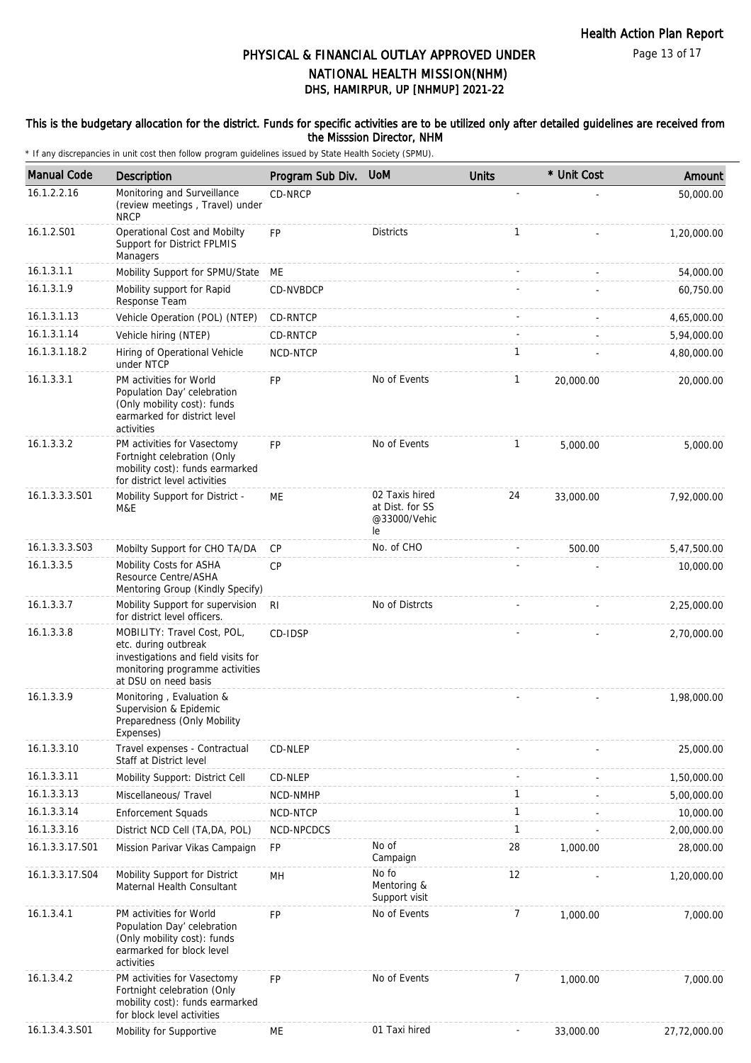# PHYSICAL & FINANCIAL OUTLAY APPROVED UNDER NATIONAL HEALTH MISSION(NHM)

## DHS, HAMIRPUR, UP [NHMUP] 2021-22

**This is the budgetary allocation for the district. Funds for specific activities are to be utilized only after detailed guidelines are received from the Misssion Director, NHM**

\* If any discrepancies in unit cost then follow program guidelines issued by State Health Society (SPMU).

| Manual Code | Description | Program Sub Div. | UoM | Units | * Unit Cost | Amount |
|---|---|---|---|---|---|---|
| 16.1.2.2.16 | Monitoring and Surveillance (review meetings , Travel) under NRCP | CD-NRCP | | - | - | 50,000.00 |
| 16.1.2.S01 | Operational Cost and Mobilty Support for District FPLMIS Managers | FP | Districts | 1 | - | 1,20,000.00 |
| 16.1.3.1.1 | Mobility Support for SPMU/State | ME | | - | - | 54,000.00 |
| 16.1.3.1.9 | Mobility support for Rapid Response Team | CD-NVBDCP | | - | - | 60,750.00 |
| 16.1.3.1.13 | Vehicle Operation (POL) (NTEP) | CD-RNTCP | | - | - | 4,65,000.00 |
| 16.1.3.1.14 | Vehicle hiring (NTEP) | CD-RNTCP | | - | - | 5,94,000.00 |
| 16.1.3.1.18.2 | Hiring of Operational Vehicle under NTCP | NCD-NTCP | | 1 | - | 4,80,000.00 |
| 16.1.3.3.1 | PM activities for World Population Day' celebration (Only mobility cost): funds earmarked for district level activities | FP | No of Events | 1 | 20,000.00 | 20,000.00 |
| 16.1.3.3.2 | PM activities for Vasectomy Fortnight celebration (Only mobility cost): funds earmarked for district level activities | FP | No of Events | 1 | 5,000.00 | 5,000.00 |
| 16.1.3.3.3.S01 | Mobility Support for District - M&E | ME | 02 Taxis hired at Dist. for SS @33000/Vehicle | 24 | 33,000.00 | 7,92,000.00 |
| 16.1.3.3.3.S03 | Mobilty Support for CHO TA/DA | CP | No. of CHO | - | 500.00 | 5,47,500.00 |
| 16.1.3.3.5 | Mobility Costs for ASHA Resource Centre/ASHA Mentoring Group (Kindly Specify) | CP | | - | - | 10,000.00 |
| 16.1.3.3.7 | Mobility Support for supervision for district level officers. | RI | No of Distrcts | - | - | 2,25,000.00 |
| 16.1.3.3.8 | MOBILITY: Travel Cost, POL, etc. during outbreak investigations and field visits for monitoring programme activities at DSU on need basis | CD-IDSP | | - | - | 2,70,000.00 |
| 16.1.3.3.9 | Monitoring , Evaluation & Supervision & Epidemic Preparedness (Only Mobility Expenses) | | | - | - | 1,98,000.00 |
| 16.1.3.3.10 | Travel expenses - Contractual Staff at District level | CD-NLEP | | - | - | 25,000.00 |
| 16.1.3.3.11 | Mobility Support: District Cell | CD-NLEP | | - | - | 1,50,000.00 |
| 16.1.3.3.13 | Miscellaneous/ Travel | NCD-NMHP | | 1 | - | 5,00,000.00 |
| 16.1.3.3.14 | Enforcement Squads | NCD-NTCP | | 1 | - | 10,000.00 |
| 16.1.3.3.16 | District NCD Cell (TA,DA, POL) | NCD-NPCDCS | | 1 | - | 2,00,000.00 |
| 16.1.3.3.17.S01 | Mission Parivar Vikas Campaign | FP | No of Campaign | 28 | 1,000.00 | 28,000.00 |
| 16.1.3.3.17.S04 | Mobility Support for District Maternal Health Consultant | MH | No fo Mentoring & Support visit | 12 | - | 1,20,000.00 |
| 16.1.3.4.1 | PM activities for World Population Day' celebration (Only mobility cost): funds earmarked for block level activities | FP | No of Events | 7 | 1,000.00 | 7,000.00 |
| 16.1.3.4.2 | PM activities for Vasectomy Fortnight celebration (Only mobility cost): funds earmarked for block level activities | FP | No of Events | 7 | 1,000.00 | 7,000.00 |
| 16.1.3.4.3.S01 | Mobility for Supportive | ME | 01 Taxi hired | - | 33,000.00 | 27,72,000.00 |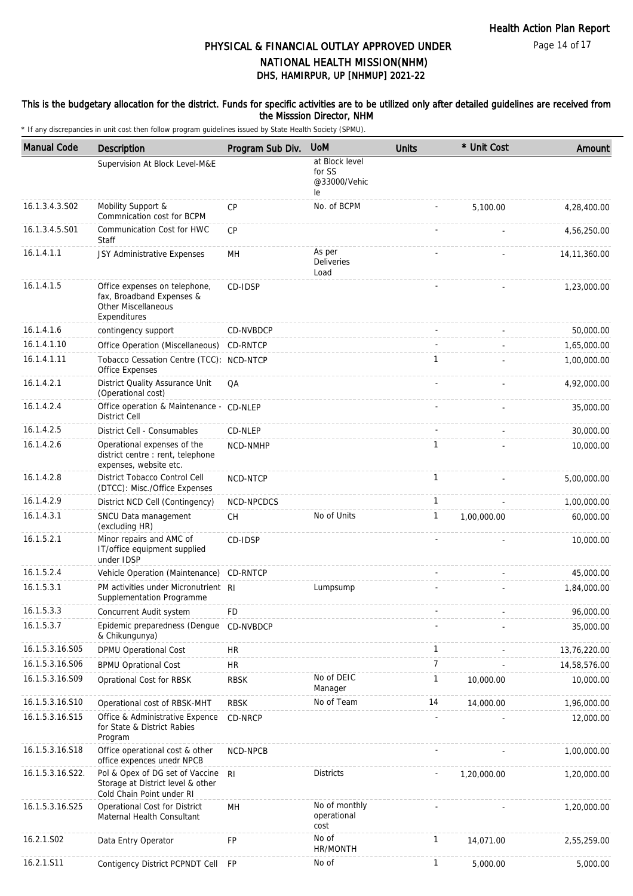# PHYSICAL & FINANCIAL OUTLAY APPROVED UNDER NATIONAL HEALTH MISSION(NHM)
## DHS, HAMIRPUR, UP [NHMUP] 2021-22

This is the budgetary allocation for the district. Funds for specific activities are to be utilized only after detailed guidelines are received from the Misssion Director, NHM

* If any discrepancies in unit cost then follow program guidelines issued by State Health Society (SPMU).

| Manual Code | Description | Program Sub Div. | UoM | Units | * Unit Cost | Amount |
|---|---|---|---|---|---|---|
| | Supervision At Block Level-M&E | | at Block level for SS @33000/Vehicle | | | |
| 16.1.3.4.3.S02 | Mobility Support & Commnication cost for BCPM | CP | No. of BCPM | - | 5,100.00 | 4,28,400.00 |
| 16.1.3.4.5.S01 | Communication Cost for HWC Staff | CP | | - | - | 4,56,250.00 |
| 16.1.4.1.1 | JSY Administrative Expenses | MH | As per Deliveries Load | - | - | 14,11,360.00 |
| 16.1.4.1.5 | Office expenses on telephone, fax, Broadband Expenses & Other Miscellaneous Expenditures | CD-IDSP | | - | - | 1,23,000.00 |
| 16.1.4.1.6 | contingency support | CD-NVBDCP | | - | - | 50,000.00 |
| 16.1.4.1.10 | Office Operation (Miscellaneous) | CD-RNTCP | | - | - | 1,65,000.00 |
| 16.1.4.1.11 | Tobacco Cessation Centre (TCC): Office Expenses | NCD-NTCP | | 1 | - | 1,00,000.00 |
| 16.1.4.2.1 | District Quality Assurance Unit (Operational cost) | QA | | - | - | 4,92,000.00 |
| 16.1.4.2.4 | Office operation & Maintenance - District Cell | CD-NLEP | | - | - | 35,000.00 |
| 16.1.4.2.5 | District Cell - Consumables | CD-NLEP | | - | - | 30,000.00 |
| 16.1.4.2.6 | Operational expenses of the district centre : rent, telephone expenses, website etc. | NCD-NMHP | | 1 | - | 10,000.00 |
| 16.1.4.2.8 | District Tobacco Control Cell (DTCC): Misc./Office Expenses | NCD-NTCP | | 1 | - | 5,00,000.00 |
| 16.1.4.2.9 | District NCD Cell (Contingency) | NCD-NPCDCS | | 1 | - | 1,00,000.00 |
| 16.1.4.3.1 | SNCU Data management (excluding HR) | CH | No of Units | 1 | 1,00,000.00 | 60,000.00 |
| 16.1.5.2.1 | Minor repairs and AMC of IT/office equipment supplied under IDSP | CD-IDSP | | - | - | 10,000.00 |
| 16.1.5.2.4 | Vehicle Operation (Maintenance) | CD-RNTCP | | - | - | 45,000.00 |
| 16.1.5.3.1 | PM activities under Micronutrient Supplementation Programme | RI | Lumpsump | - | - | 1,84,000.00 |
| 16.1.5.3.3 | Concurrent Audit system | FD | | - | - | 96,000.00 |
| 16.1.5.3.7 | Epidemic preparedness (Dengue & Chikungunya) | CD-NVBDCP | | - | - | 35,000.00 |
| 16.1.5.3.16.S05 | DPMU Operational Cost | HR | | 1 | - | 13,76,220.00 |
| 16.1.5.3.16.S06 | BPMU Oprational Cost | HR | | 7 | - | 14,58,576.00 |
| 16.1.5.3.16.S09 | Oprational Cost for RBSK | RBSK | No of DEIC Manager | 1 | 10,000.00 | 10,000.00 |
| 16.1.5.3.16.S10 | Operational cost of RBSK-MHT | RBSK | No of Team | 14 | 14,000.00 | 1,96,000.00 |
| 16.1.5.3.16.S15 | Office & Administrative Expence for State & District Rabies Program | CD-NRCP | | - | - | 12,000.00 |
| 16.1.5.3.16.S18 | Office operational cost & other office expences unedr NPCB | NCD-NPCB | | - | - | 1,00,000.00 |
| 16.1.5.3.16.S22. | Pol & Opex of DG set of Vaccine Storage at District level & other Cold Chain Point under RI | RI | Districts | - | 1,20,000.00 | 1,20,000.00 |
| 16.1.5.3.16.S25 | Operational Cost for District Maternal Health Consultant | MH | No of monthly operational cost | - | - | 1,20,000.00 |
| 16.2.1.S02 | Data Entry Operator | FP | No of HR/MONTH | 1 | 14,071.00 | 2,55,259.00 |
| 16.2.1.S11 | Contigency District PCPNDT Cell | FP | No of | 1 | 5,000.00 | 5,000.00 |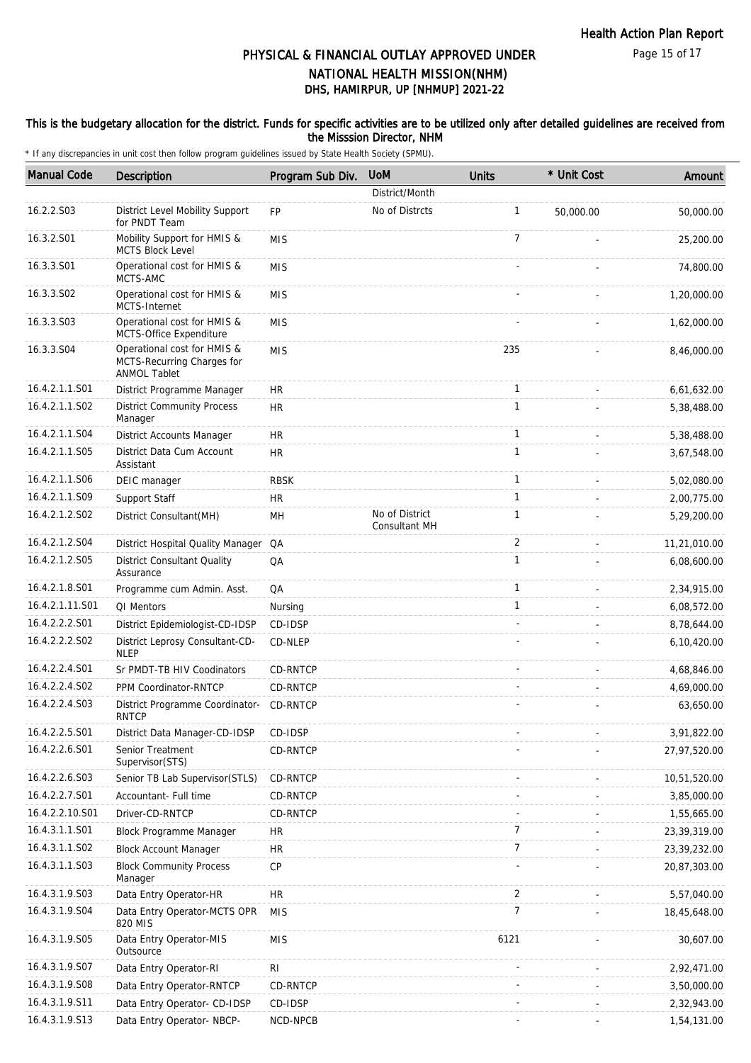# PHYSICAL & FINANCIAL OUTLAY APPROVED UNDER NATIONAL HEALTH MISSION(NHM)
## DHS, HAMIRPUR, UP [NHMUP] 2021-22

**This is the budgetary allocation for the district. Funds for specific activities are to be utilized only after detailed guidelines are received from the Misssion Director, NHM**

\* If any discrepancies in unit cost then follow program guidelines issued by State Health Society (SPMU).

| Manual Code | Description | Program Sub Div. | UoM | Units | * Unit Cost | Amount |
|---|---|---|---|---|---|---|
| | | | District/Month | | | |
| 16.2.2.S03 | District Level Mobility Support for PNDT Team | FP | No of Distrcts | 1 | 50,000.00 | 50,000.00 |
| 16.3.2.S01 | Mobility Support for HMIS & MCTS Block Level | MIS | | 7 | - | 25,200.00 |
| 16.3.3.S01 | Operational cost for HMIS & MCTS-AMC | MIS | | - | - | 74,800.00 |
| 16.3.3.S02 | Operational cost for HMIS & MCTS-Internet | MIS | | - | - | 1,20,000.00 |
| 16.3.3.S03 | Operational cost for HMIS & MCTS-Office Expenditure | MIS | | - | - | 1,62,000.00 |
| 16.3.3.S04 | Operational cost for HMIS & MCTS-Recurring Charges for ANMOL Tablet | MIS | | 235 | - | 8,46,000.00 |
| 16.4.2.1.1.S01 | District Programme Manager | HR | | 1 | - | 6,61,632.00 |
| 16.4.2.1.1.S02 | District Community Process Manager | HR | | 1 | - | 5,38,488.00 |
| 16.4.2.1.1.S04 | District Accounts Manager | HR | | 1 | - | 5,38,488.00 |
| 16.4.2.1.1.S05 | District Data Cum Account Assistant | HR | | 1 | - | 3,67,548.00 |
| 16.4.2.1.1.S06 | DEIC manager | RBSK | | 1 | - | 5,02,080.00 |
| 16.4.2.1.1.S09 | Support Staff | HR | | 1 | - | 2,00,775.00 |
| 16.4.2.1.2.S02 | District Consultant(MH) | MH | No of District Consultant MH | 1 | - | 5,29,200.00 |
| 16.4.2.1.2.S04 | District Hospital Quality Manager | QA | | 2 | - | 11,21,010.00 |
| 16.4.2.1.2.S05 | District Consultant Quality Assurance | QA | | 1 | - | 6,08,600.00 |
| 16.4.2.1.8.S01 | Programme cum Admin. Asst. | QA | | 1 | - | 2,34,915.00 |
| 16.4.2.1.11.S01 | QI Mentors | Nursing | | 1 | - | 6,08,572.00 |
| 16.4.2.2.2.S01 | District Epidemiologist-CD-IDSP | CD-IDSP | | - | - | 8,78,644.00 |
| 16.4.2.2.2.S02 | District Leprosy Consultant-CD-NLEP | CD-NLEP | | - | - | 6,10,420.00 |
| 16.4.2.2.4.S01 | Sr PMDT-TB HIV Coodinators | CD-RNTCP | | - | - | 4,68,846.00 |
| 16.4.2.2.4.S02 | PPM Coordinator-RNTCP | CD-RNTCP | | - | - | 4,69,000.00 |
| 16.4.2.2.4.S03 | District Programme Coordinator-RNTCP | CD-RNTCP | | - | - | 63,650.00 |
| 16.4.2.2.5.S01 | District Data Manager-CD-IDSP | CD-IDSP | | - | - | 3,91,822.00 |
| 16.4.2.2.6.S01 | Senior Treatment Supervisor(STS) | CD-RNTCP | | - | - | 27,97,520.00 |
| 16.4.2.2.6.S03 | Senior TB Lab Supervisor(STLS) | CD-RNTCP | | - | - | 10,51,520.00 |
| 16.4.2.2.7.S01 | Accountant- Full time | CD-RNTCP | | - | - | 3,85,000.00 |
| 16.4.2.2.10.S01 | Driver-CD-RNTCP | CD-RNTCP | | - | - | 1,55,665.00 |
| 16.4.3.1.1.S01 | Block Programme Manager | HR | | 7 | - | 23,39,319.00 |
| 16.4.3.1.1.S02 | Block Account Manager | HR | | 7 | - | 23,39,232.00 |
| 16.4.3.1.1.S03 | Block Community Process Manager | CP | | - | - | 20,87,303.00 |
| 16.4.3.1.9.S03 | Data Entry Operator-HR | HR | | 2 | - | 5,57,040.00 |
| 16.4.3.1.9.S04 | Data Entry Operator-MCTS OPR 820 MIS | MIS | | 7 | - | 18,45,648.00 |
| 16.4.3.1.9.S05 | Data Entry Operator-MIS Outsource | MIS | | 6121 | - | 30,607.00 |
| 16.4.3.1.9.S07 | Data Entry Operator-RI | RI | | - | - | 2,92,471.00 |
| 16.4.3.1.9.S08 | Data Entry Operator-RNTCP | CD-RNTCP | | - | - | 3,50,000.00 |
| 16.4.3.1.9.S11 | Data Entry Operator- CD-IDSP | CD-IDSP | | - | - | 2,32,943.00 |
| 16.4.3.1.9.S13 | Data Entry Operator- NBCP- | NCD-NPCB | | - | - | 1,54,131.00 |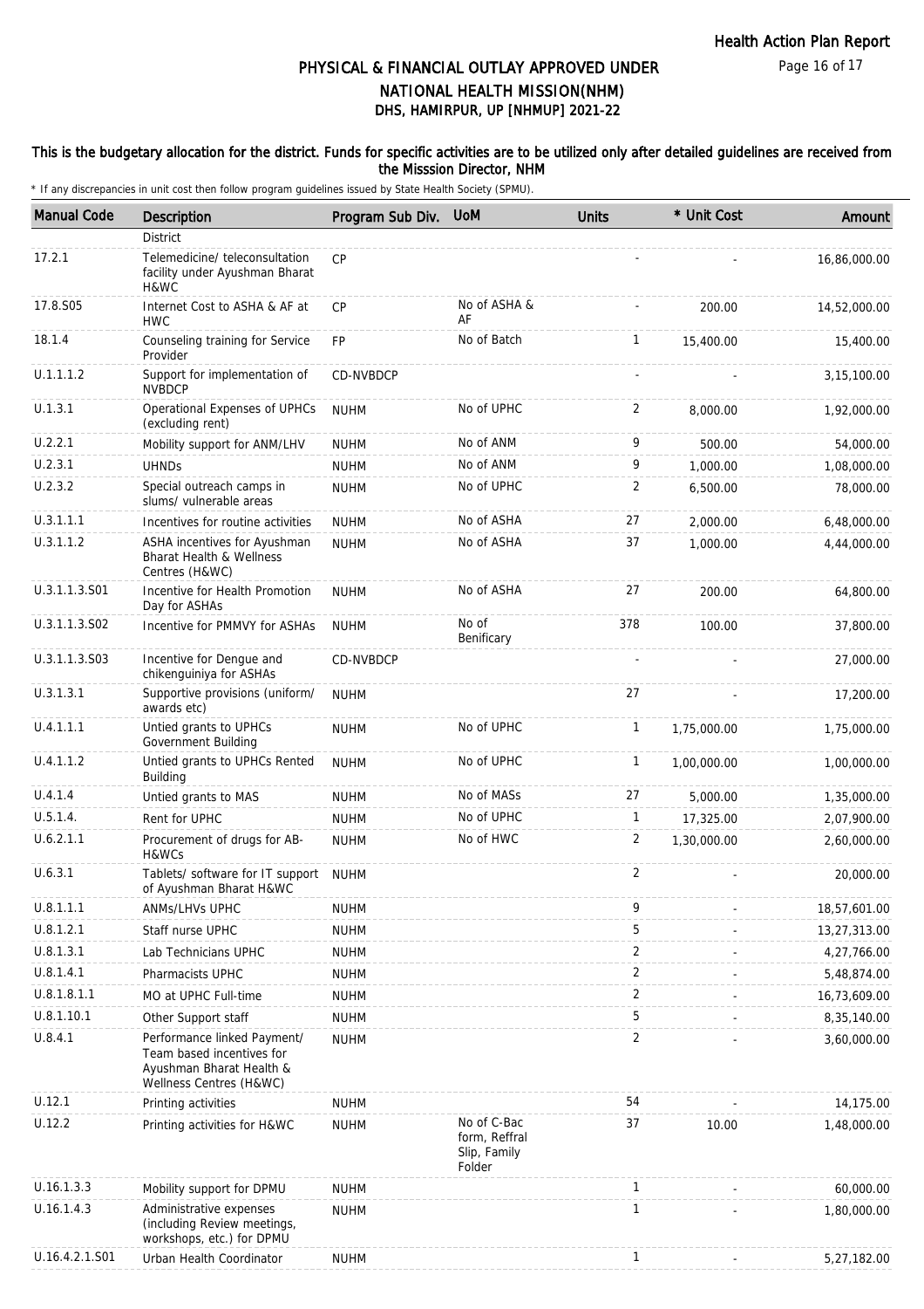# PHYSICAL & FINANCIAL OUTLAY APPROVED UNDER NATIONAL HEALTH MISSION(NHM)
## DHS, HAMIRPUR, UP [NHMUP] 2021-22

**This is the budgetary allocation for the district. Funds for specific activities are to be utilized only after detailed guidelines are received from the Misssion Director, NHM**

\* If any discrepancies in unit cost then follow program guidelines issued by State Health Society (SPMU).

| Manual Code | Description | Program Sub Div. | UoM | Units | * Unit Cost | Amount |
|---|---|---|---|---|---|---|
| | District | | | | | |
| 17.2.1 | Telemedicine/ teleconsultation facility under Ayushman Bharat H&WC | CP | | - | - | 16,86,000.00 |
| 17.8.S05 | Internet Cost to ASHA & AF at HWC | CP | No of ASHA & AF | - | 200.00 | 14,52,000.00 |
| 18.1.4 | Counseling training for Service Provider | FP | No of Batch | 1 | 15,400.00 | 15,400.00 |
| U.1.1.1.2 | Support for implementation of NVBDCP | CD-NVBDCP | | - | - | 3,15,100.00 |
| U.1.3.1 | Operational Expenses of UPHCs (excluding rent) | NUHM | No of UPHC | 2 | 8,000.00 | 1,92,000.00 |
| U.2.2.1 | Mobility support for ANM/LHV | NUHM | No of ANM | 9 | 500.00 | 54,000.00 |
| U.2.3.1 | UHNDs | NUHM | No of ANM | 9 | 1,000.00 | 1,08,000.00 |
| U.2.3.2 | Special outreach camps in slums/ vulnerable areas | NUHM | No of UPHC | 2 | 6,500.00 | 78,000.00 |
| U.3.1.1.1 | Incentives for routine activities | NUHM | No of ASHA | 27 | 2,000.00 | 6,48,000.00 |
| U.3.1.1.2 | ASHA incentives for Ayushman Bharat Health & Wellness Centres (H&WC) | NUHM | No of ASHA | 37 | 1,000.00 | 4,44,000.00 |
| U.3.1.1.3.S01 | Incentive for Health Promotion Day for ASHAs | NUHM | No of ASHA | 27 | 200.00 | 64,800.00 |
| U.3.1.1.3.S02 | Incentive for PMMVY for ASHAs | NUHM | No of Benificary | 378 | 100.00 | 37,800.00 |
| U.3.1.1.3.S03 | Incentive for Dengue and chikenguiniya for ASHAs | CD-NVBDCP | | - | - | 27,000.00 |
| U.3.1.3.1 | Supportive provisions (uniform/ awards etc) | NUHM | | 27 | - | 17,200.00 |
| U.4.1.1.1 | Untied grants to UPHCs Government Building | NUHM | No of UPHC | 1 | 1,75,000.00 | 1,75,000.00 |
| U.4.1.1.2 | Untied grants to UPHCs Rented Building | NUHM | No of UPHC | 1 | 1,00,000.00 | 1,00,000.00 |
| U.4.1.4 | Untied grants to MAS | NUHM | No of MASs | 27 | 5,000.00 | 1,35,000.00 |
| U.5.1.4. | Rent for UPHC | NUHM | No of UPHC | 1 | 17,325.00 | 2,07,900.00 |
| U.6.2.1.1 | Procurement of drugs for AB-H&WCs | NUHM | No of HWC | 2 | 1,30,000.00 | 2,60,000.00 |
| U.6.3.1 | Tablets/ software for IT support of Ayushman Bharat H&WC | NUHM | | 2 | - | 20,000.00 |
| U.8.1.1.1 | ANMs/LHVs UPHC | NUHM | | 9 | - | 18,57,601.00 |
| U.8.1.2.1 | Staff nurse UPHC | NUHM | | 5 | - | 13,27,313.00 |
| U.8.1.3.1 | Lab Technicians UPHC | NUHM | | 2 | - | 4,27,766.00 |
| U.8.1.4.1 | Pharmacists UPHC | NUHM | | 2 | - | 5,48,874.00 |
| U.8.1.8.1.1 | MO at UPHC Full-time | NUHM | | 2 | - | 16,73,609.00 |
| U.8.1.10.1 | Other Support staff | NUHM | | 5 | - | 8,35,140.00 |
| U.8.4.1 | Performance linked Payment/ Team based incentives for Ayushman Bharat Health & Wellness Centres (H&WC) | NUHM | | 2 | - | 3,60,000.00 |
| U.12.1 | Printing activities | NUHM | | 54 | - | 14,175.00 |
| U.12.2 | Printing activities for H&WC | NUHM | No of C-Bac form, Reffral Slip, Family Folder | 37 | 10.00 | 1,48,000.00 |
| U.16.1.3.3 | Mobility support for DPMU | NUHM | | 1 | - | 60,000.00 |
| U.16.1.4.3 | Administrative expenses (including Review meetings, workshops, etc.) for DPMU | NUHM | | 1 | - | 1,80,000.00 |
| U.16.4.2.1.S01 | Urban Health Coordinator | NUHM | | 1 | - | 5,27,182.00 |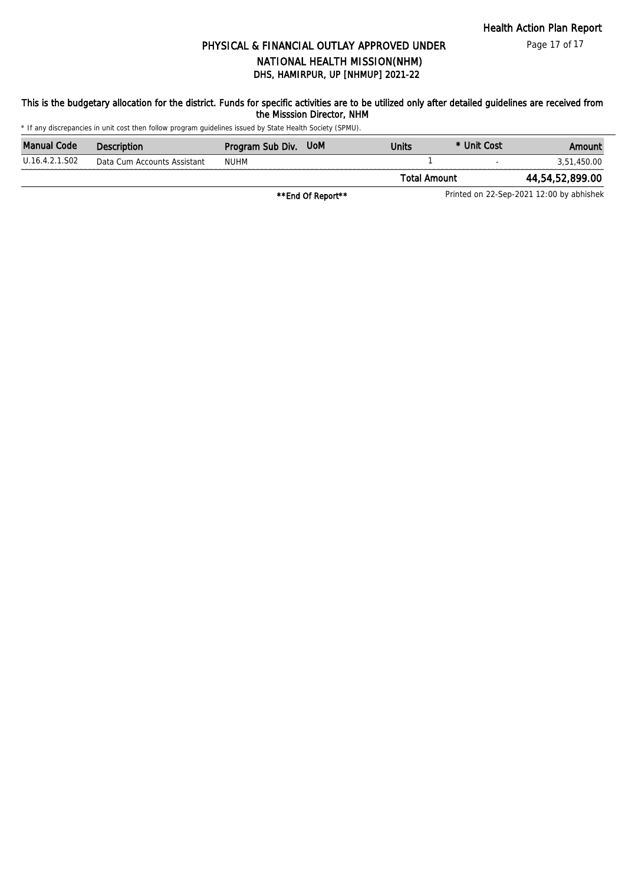## PHYSICAL & FINANCIAL OUTLAY APPROVED UNDER NATIONAL HEALTH MISSION(NHM)

### DHS, HAMIRPUR, UP [NHMUP] 2021-22

This is the budgetary allocation for the district. Funds for specific activities are to be utilized only after detailed guidelines are received from the Misssion Director, NHM

* If any discrepancies in unit cost then follow program guidelines issued by State Health Society (SPMU).

| Manual Code | Description | Program Sub Div. | UoM | Units | * Unit Cost | Amount |
|---|---|---|---|---|---|---|
| U.16.4.2.1.S02 | Data Cum Accounts Assistant | NUHM | | 1 | - | 3,51,450.00 |
| | | | | **Total Amount** | | **44,54,52,899.00** |

**End Of Report**

Printed on 22-Sep-2021 12:00 by abhishek